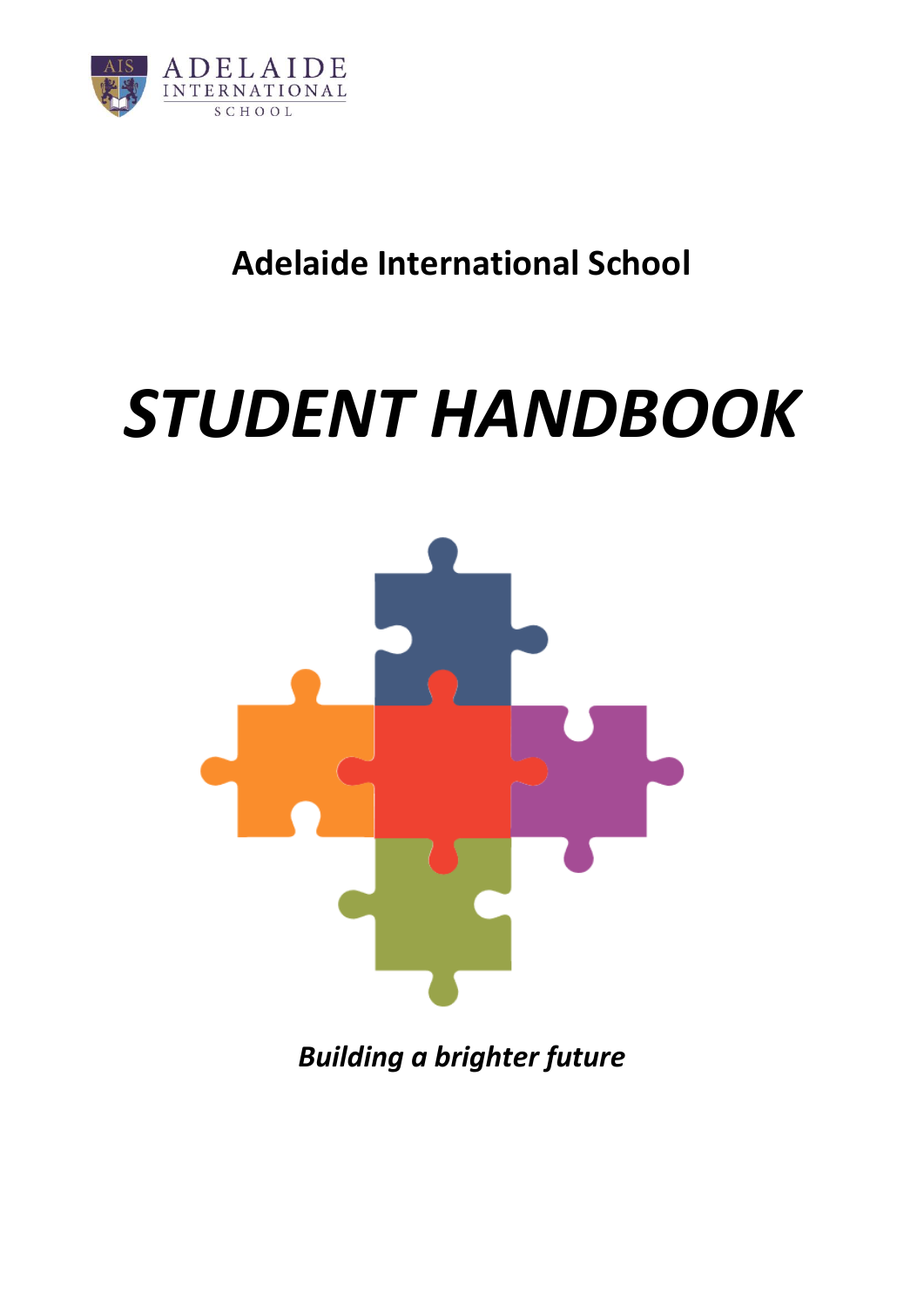ADELAIDE INTERNATIONAL SCHOOL

## Adelaide International School

# *STUDENT HANDBOOK*

***Building a brighter future***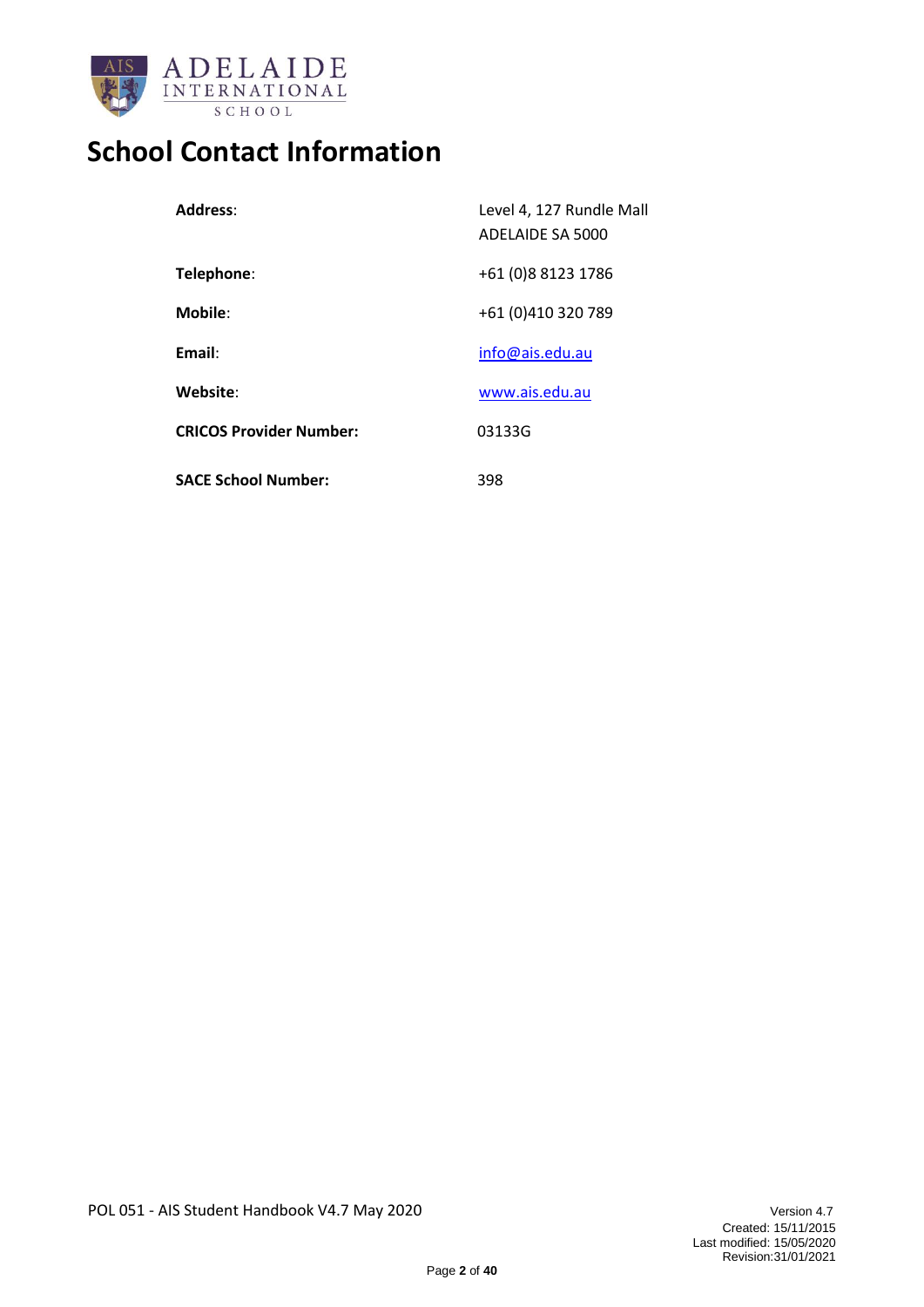# School Contact Information

| | |
|---|---|
| **Address**: | Level 4, 127 Rundle Mall<br>ADELAIDE SA 5000 |
| **Telephone**: | +61 (0)8 8123 1786 |
| **Mobile**: | +61 (0)410 320 789 |
| **Email**: | info@ais.edu.au |
| **Website**: | www.ais.edu.au |
| **CRICOS Provider Number:** | 03133G |
| **SACE School Number:** | 398 |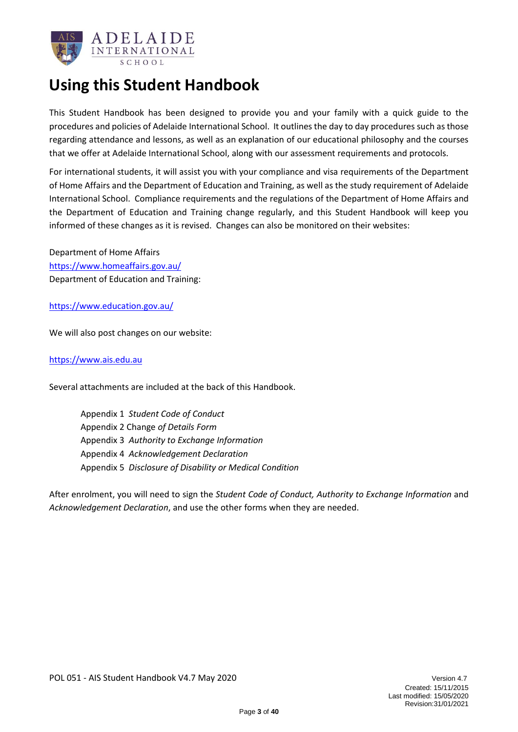# Using this Student Handbook

This Student Handbook has been designed to provide you and your family with a quick guide to the procedures and policies of Adelaide International School. It outlines the day to day procedures such as those regarding attendance and lessons, as well as an explanation of our educational philosophy and the courses that we offer at Adelaide International School, along with our assessment requirements and protocols.

For international students, it will assist you with your compliance and visa requirements of the Department of Home Affairs and the Department of Education and Training, as well as the study requirement of Adelaide International School. Compliance requirements and the regulations of the Department of Home Affairs and the Department of Education and Training change regularly, and this Student Handbook will keep you informed of these changes as it is revised. Changes can also be monitored on their websites:

Department of Home Affairs
https://www.homeaffairs.gov.au/
Department of Education and Training:

https://www.education.gov.au/

We will also post changes on our website:

https://www.ais.edu.au

Several attachments are included at the back of this Handbook.

Appendix 1 *Student Code of Conduct*
Appendix 2 Change *of Details Form*
Appendix 3 *Authority to Exchange Information*
Appendix 4 *Acknowledgement Declaration*
Appendix 5 *Disclosure of Disability or Medical Condition*

After enrolment, you will need to sign the *Student Code of Conduct, Authority to Exchange Information* and *Acknowledgement Declaration*, and use the other forms when they are needed.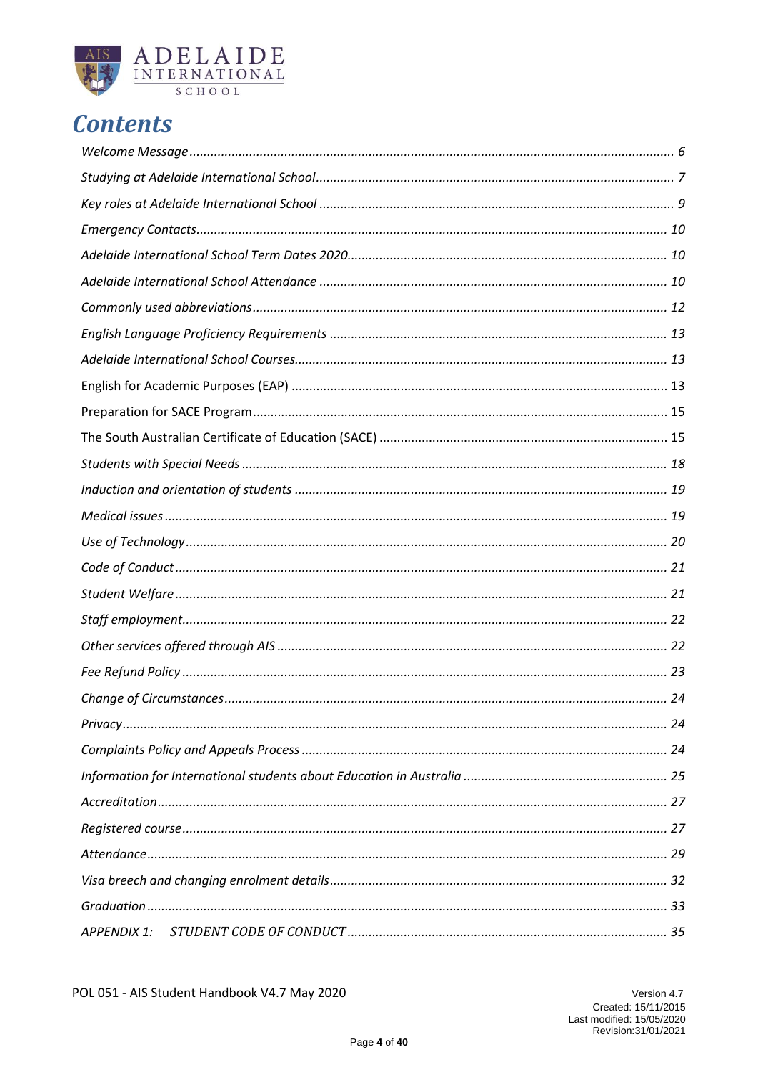# Contents

*Welcome Message* ........................................................................................................ *6*

*Studying at Adelaide International School* ..................................................................... *7*

*Key roles at Adelaide International School* .................................................................... *9*

*Emergency Contacts* ....................................................................................................... *10*

*Adelaide International School Term Dates 2020* ........................................................... *10*

*Adelaide International School Attendance* .................................................................... *10*

*Commonly used abbreviations* ...................................................................................... *12*

*English Language Proficiency Requirements* ................................................................. *13*

*Adelaide International School Courses* .......................................................................... *13*

English for Academic Purposes (EAP) ................................................................................ 13

Preparation for SACE Program ......................................................................................... 15

The South Australian Certificate of Education (SACE) ..................................................... 15

*Students with Special Needs* .......................................................................................... *18*

*Induction and orientation of students* ........................................................................... *19*

*Medical issues* ................................................................................................................ *19*

*Use of Technology* .......................................................................................................... *20*

*Code of Conduct* ............................................................................................................. *21*

*Student Welfare* .............................................................................................................. *21*

*Staff employment* ............................................................................................................ *22*

*Other services offered through AIS* ................................................................................ *22*

*Fee Refund Policy* ........................................................................................................... *23*

*Change of Circumstances* ............................................................................................... *24*

*Privacy* ............................................................................................................................. *24*

*Complaints Policy and Appeals Process* ......................................................................... *24*

*Information for International students about Education in Australia* .......................... *25*

*Accreditation* ................................................................................................................... *27*

*Registered course* ........................................................................................................... *27*

*Attendance* ...................................................................................................................... *29*

*Visa breech and changing enrolment details* ................................................................. *32*

*Graduation* ...................................................................................................................... *33*

*APPENDIX 1: STUDENT CODE OF CONDUCT* ................................................................. *35*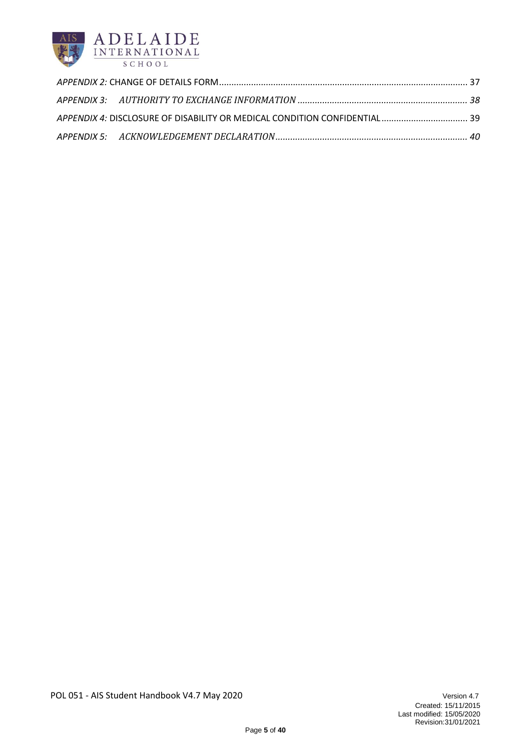*APPENDIX 2:* CHANGE OF DETAILS FORM .................................................................................................... 37

*APPENDIX 3: AUTHORITY TO EXCHANGE INFORMATION* ..................................................................... *38*

*APPENDIX 4:* DISCLOSURE OF DISABILITY OR MEDICAL CONDITION CONFIDENTIAL ................................. 39

*APPENDIX 5: ACKNOWLEDGEMENT DECLARATION* ............................................................................ *40*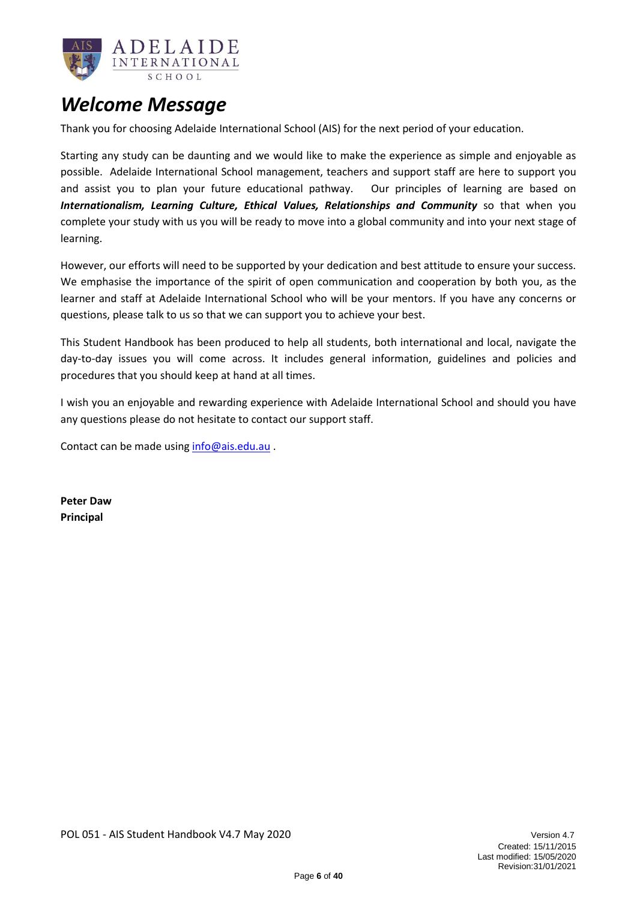# *Welcome Message*

Thank you for choosing Adelaide International School (AIS) for the next period of your education.

Starting any study can be daunting and we would like to make the experience as simple and enjoyable as possible. Adelaide International School management, teachers and support staff are here to support you and assist you to plan your future educational pathway. Our principles of learning are based on ***Internationalism, Learning Culture, Ethical Values, Relationships and Community*** so that when you complete your study with us you will be ready to move into a global community and into your next stage of learning.

However, our efforts will need to be supported by your dedication and best attitude to ensure your success. We emphasise the importance of the spirit of open communication and cooperation by both you, as the learner and staff at Adelaide International School who will be your mentors. If you have any concerns or questions, please talk to us so that we can support you to achieve your best.

This Student Handbook has been produced to help all students, both international and local, navigate the day-to-day issues you will come across. It includes general information, guidelines and policies and procedures that you should keep at hand at all times.

I wish you an enjoyable and rewarding experience with Adelaide International School and should you have any questions please do not hesitate to contact our support staff.

Contact can be made using info@ais.edu.au .

**Peter Daw**
**Principal**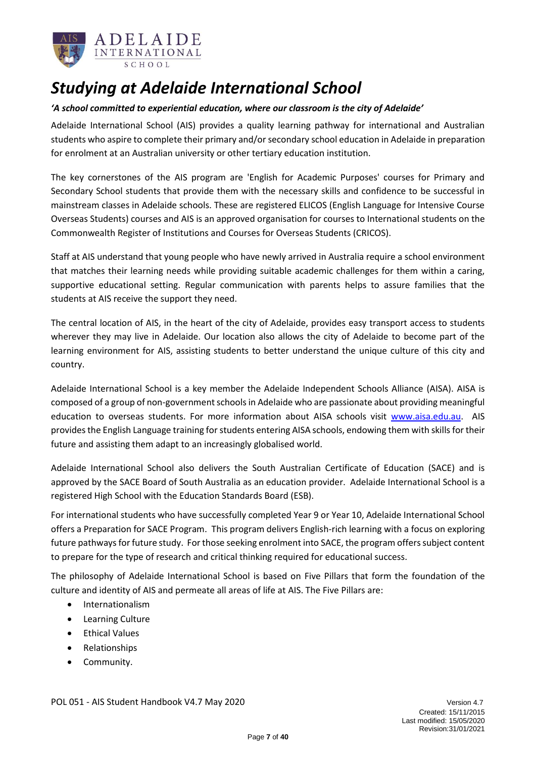# *Studying at Adelaide International School*

***'A school committed to experiential education, where our classroom is the city of Adelaide'***

Adelaide International School (AIS) provides a quality learning pathway for international and Australian students who aspire to complete their primary and/or secondary school education in Adelaide in preparation for enrolment at an Australian university or other tertiary education institution.

The key cornerstones of the AIS program are 'English for Academic Purposes' courses for Primary and Secondary School students that provide them with the necessary skills and confidence to be successful in mainstream classes in Adelaide schools. These are registered ELICOS (English Language for Intensive Course Overseas Students) courses and AIS is an approved organisation for courses to International students on the Commonwealth Register of Institutions and Courses for Overseas Students (CRICOS).

Staff at AIS understand that young people who have newly arrived in Australia require a school environment that matches their learning needs while providing suitable academic challenges for them within a caring, supportive educational setting. Regular communication with parents helps to assure families that the students at AIS receive the support they need.

The central location of AIS, in the heart of the city of Adelaide, provides easy transport access to students wherever they may live in Adelaide. Our location also allows the city of Adelaide to become part of the learning environment for AIS, assisting students to better understand the unique culture of this city and country.

Adelaide International School is a key member the Adelaide Independent Schools Alliance (AISA). AISA is composed of a group of non-government schools in Adelaide who are passionate about providing meaningful education to overseas students. For more information about AISA schools visit [www.aisa.edu.au](www.aisa.edu.au). AIS provides the English Language training for students entering AISA schools, endowing them with skills for their future and assisting them adapt to an increasingly globalised world.

Adelaide International School also delivers the South Australian Certificate of Education (SACE) and is approved by the SACE Board of South Australia as an education provider. Adelaide International School is a registered High School with the Education Standards Board (ESB).

For international students who have successfully completed Year 9 or Year 10, Adelaide International School offers a Preparation for SACE Program. This program delivers English-rich learning with a focus on exploring future pathways for future study. For those seeking enrolment into SACE, the program offers subject content to prepare for the type of research and critical thinking required for educational success.

The philosophy of Adelaide International School is based on Five Pillars that form the foundation of the culture and identity of AIS and permeate all areas of life at AIS. The Five Pillars are:

- Internationalism
- Learning Culture
- Ethical Values
- Relationships
- Community.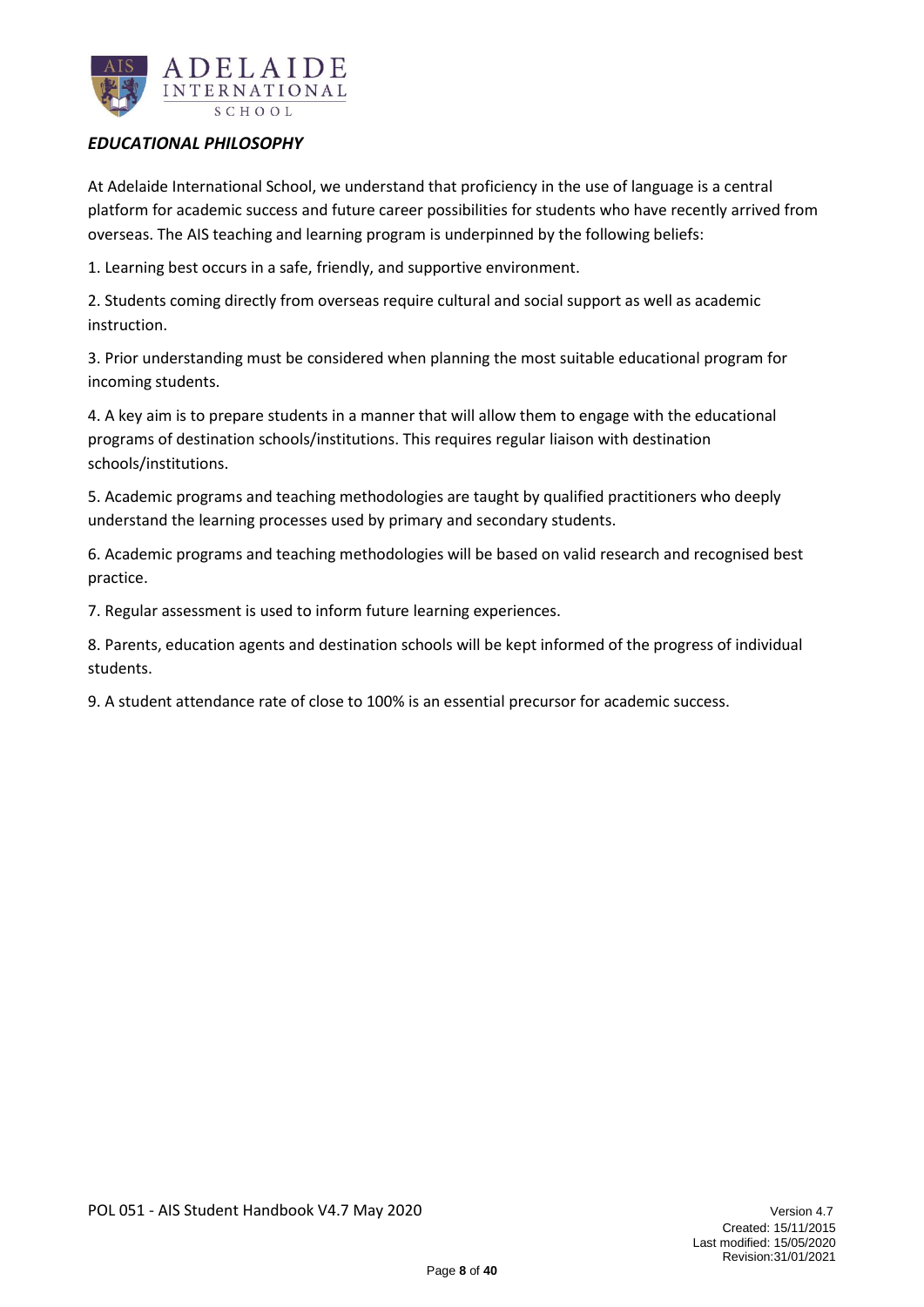### *EDUCATIONAL PHILOSOPHY*

At Adelaide International School, we understand that proficiency in the use of language is a central platform for academic success and future career possibilities for students who have recently arrived from overseas. The AIS teaching and learning program is underpinned by the following beliefs:

1. Learning best occurs in a safe, friendly, and supportive environment.
2. Students coming directly from overseas require cultural and social support as well as academic instruction.
3. Prior understanding must be considered when planning the most suitable educational program for incoming students.
4. A key aim is to prepare students in a manner that will allow them to engage with the educational programs of destination schools/institutions. This requires regular liaison with destination schools/institutions.
5. Academic programs and teaching methodologies are taught by qualified practitioners who deeply understand the learning processes used by primary and secondary students.
6. Academic programs and teaching methodologies will be based on valid research and recognised best practice.
7. Regular assessment is used to inform future learning experiences.
8. Parents, education agents and destination schools will be kept informed of the progress of individual students.
9. A student attendance rate of close to 100% is an essential precursor for academic success.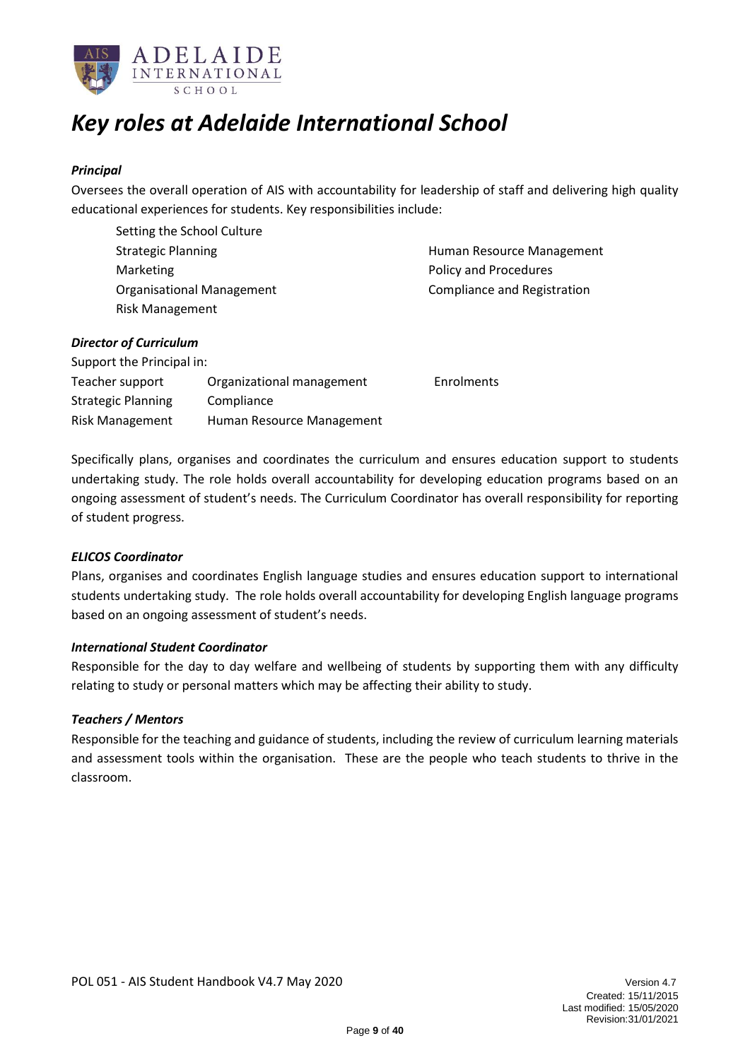# *Key roles at Adelaide International School*

***Principal***

Oversees the overall operation of AIS with accountability for leadership of staff and delivering high quality educational experiences for students. Key responsibilities include:

- Setting the School Culture
- Strategic Planning
- Marketing
- Organisational Management
- Risk Management
- Human Resource Management
- Policy and Procedures
- Compliance and Registration

***Director of Curriculum***

Support the Principal in:

- Teacher support
- Strategic Planning
- Risk Management
- Organizational management
- Compliance
- Human Resource Management
- Enrolments

Specifically plans, organises and coordinates the curriculum and ensures education support to students undertaking study. The role holds overall accountability for developing education programs based on an ongoing assessment of student's needs. The Curriculum Coordinator has overall responsibility for reporting of student progress.

***ELICOS Coordinator***

Plans, organises and coordinates English language studies and ensures education support to international students undertaking study. The role holds overall accountability for developing English language programs based on an ongoing assessment of student's needs.

***International Student Coordinator***

Responsible for the day to day welfare and wellbeing of students by supporting them with any difficulty relating to study or personal matters which may be affecting their ability to study.

***Teachers / Mentors***

Responsible for the teaching and guidance of students, including the review of curriculum learning materials and assessment tools within the organisation. These are the people who teach students to thrive in the classroom.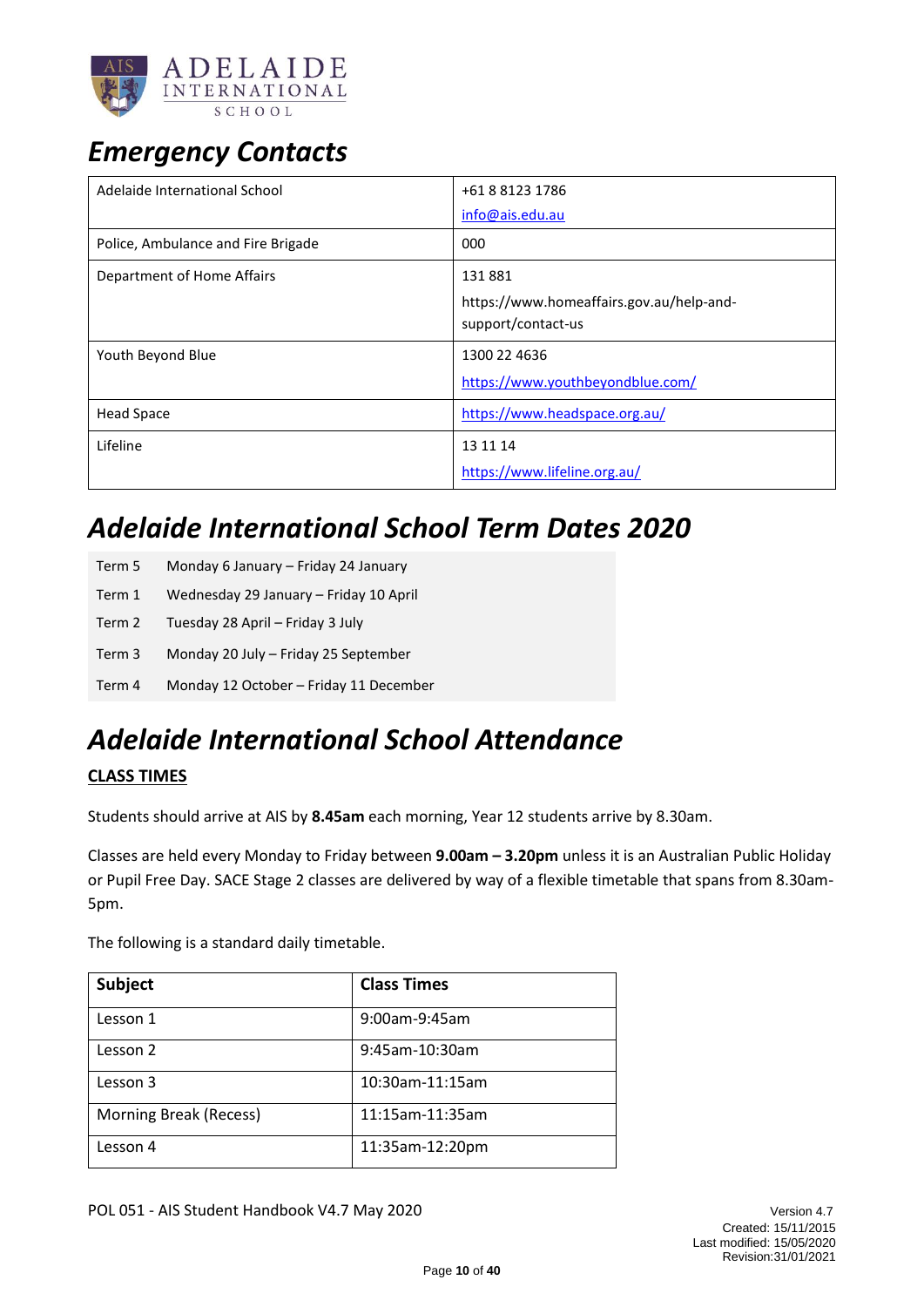# *Emergency Contacts*

| | |
|---|---|
| Adelaide International School | +61 8 8123 1786<br>info@ais.edu.au |
| Police, Ambulance and Fire Brigade | 000 |
| Department of Home Affairs | 131 881<br>https://www.homeaffairs.gov.au/help-and-support/contact-us |
| Youth Beyond Blue | 1300 22 4636<br>https://www.youthbeyondblue.com/ |
| Head Space | https://www.headspace.org.au/ |
| Lifeline | 13 11 14<br>https://www.lifeline.org.au/ |

# *Adelaide International School Term Dates 2020*

| | |
|---|---|
| Term 5 | Monday 6 January – Friday 24 January |
| Term 1 | Wednesday 29 January – Friday 10 April |
| Term 2 | Tuesday 28 April – Friday 3 July |
| Term 3 | Monday 20 July – Friday 25 September |
| Term 4 | Monday 12 October – Friday 11 December |

# *Adelaide International School Attendance*

**CLASS TIMES**

Students should arrive at AIS by **8.45am** each morning, Year 12 students arrive by 8.30am.

Classes are held every Monday to Friday between **9.00am – 3.20pm** unless it is an Australian Public Holiday or Pupil Free Day. SACE Stage 2 classes are delivered by way of a flexible timetable that spans from 8.30am-5pm.

The following is a standard daily timetable.

| Subject | Class Times |
|---|---|
| Lesson 1 | 9:00am-9:45am |
| Lesson 2 | 9:45am-10:30am |
| Lesson 3 | 10:30am-11:15am |
| Morning Break (Recess) | 11:15am-11:35am |
| Lesson 4 | 11:35am-12:20pm |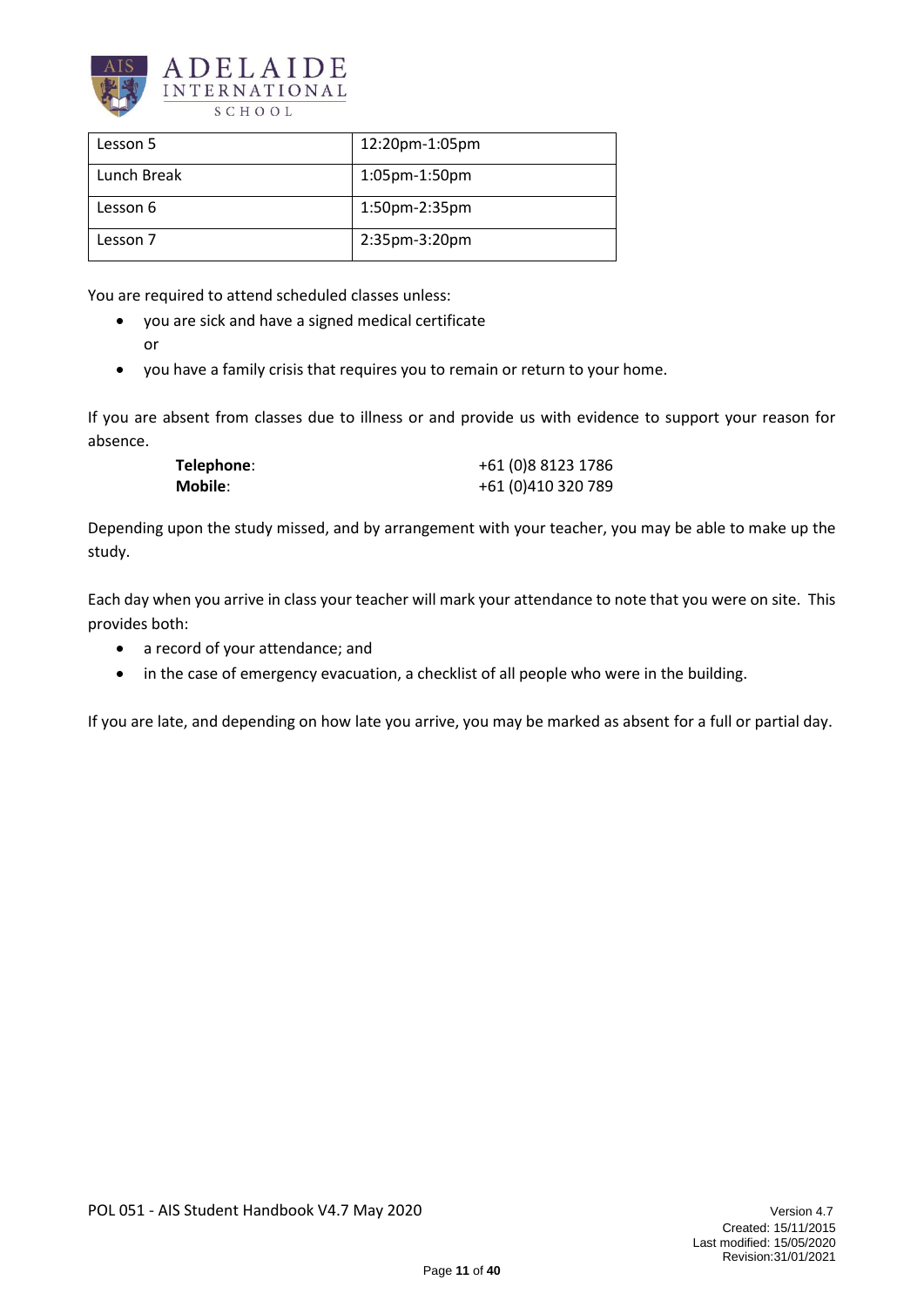| Lesson 5 | 12:20pm-1:05pm |
| --- | --- |
| Lunch Break | 1:05pm-1:50pm |
| Lesson 6 | 1:50pm-2:35pm |
| Lesson 7 | 2:35pm-3:20pm |

You are required to attend scheduled classes unless:

- you are sick and have a signed medical certificate
  or
- you have a family crisis that requires you to remain or return to your home.

If you are absent from classes due to illness or and provide us with evidence to support your reason for absence.

| | |
| --- | --- |
| **Telephone**: | +61 (0)8 8123 1786 |
| **Mobile**: | +61 (0)410 320 789 |

Depending upon the study missed, and by arrangement with your teacher, you may be able to make up the study.

Each day when you arrive in class your teacher will mark your attendance to note that you were on site. This provides both:

- a record of your attendance; and
- in the case of emergency evacuation, a checklist of all people who were in the building.

If you are late, and depending on how late you arrive, you may be marked as absent for a full or partial day.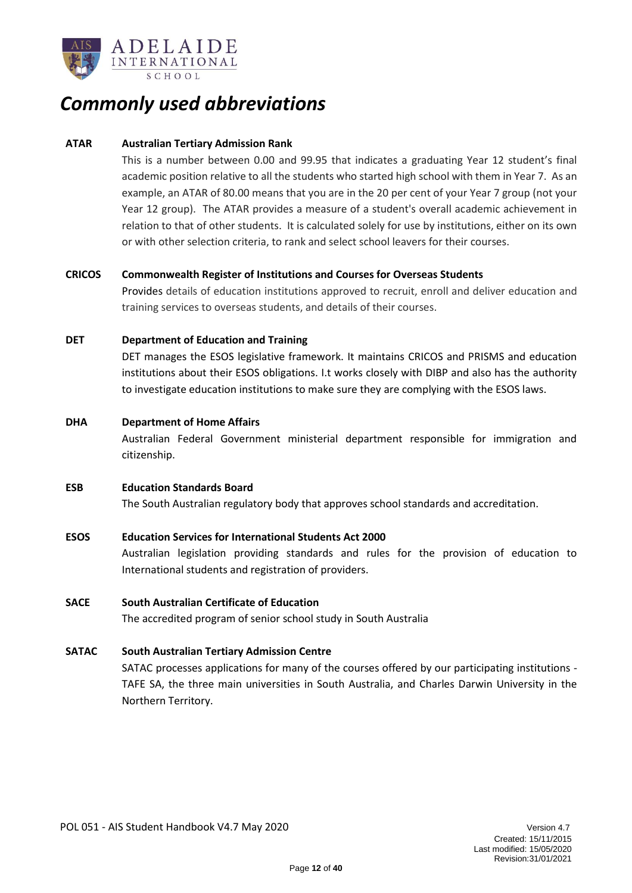# *Commonly used abbreviations*

**ATAR** **Australian Tertiary Admission Rank**

This is a number between 0.00 and 99.95 that indicates a graduating Year 12 student's final academic position relative to all the students who started high school with them in Year 7. As an example, an ATAR of 80.00 means that you are in the 20 per cent of your Year 7 group (not your Year 12 group). The ATAR provides a measure of a student's overall academic achievement in relation to that of other students. It is calculated solely for use by institutions, either on its own or with other selection criteria, to rank and select school leavers for their courses.

**CRICOS** **Commonwealth Register of Institutions and Courses for Overseas Students**

Provides details of education institutions approved to recruit, enroll and deliver education and training services to overseas students, and details of their courses.

**DET** **Department of Education and Training**

DET manages the ESOS legislative framework. It maintains CRICOS and PRISMS and education institutions about their ESOS obligations. I.t works closely with DIBP and also has the authority to investigate education institutions to make sure they are complying with the ESOS laws.

**DHA** **Department of Home Affairs**

Australian Federal Government ministerial department responsible for immigration and citizenship.

**ESB** **Education Standards Board**

The South Australian regulatory body that approves school standards and accreditation.

**ESOS** **Education Services for International Students Act 2000**

Australian legislation providing standards and rules for the provision of education to International students and registration of providers.

**SACE** **South Australian Certificate of Education**

The accredited program of senior school study in South Australia

**SATAC** **South Australian Tertiary Admission Centre**

SATAC processes applications for many of the courses offered by our participating institutions - TAFE SA, the three main universities in South Australia, and Charles Darwin University in the Northern Territory.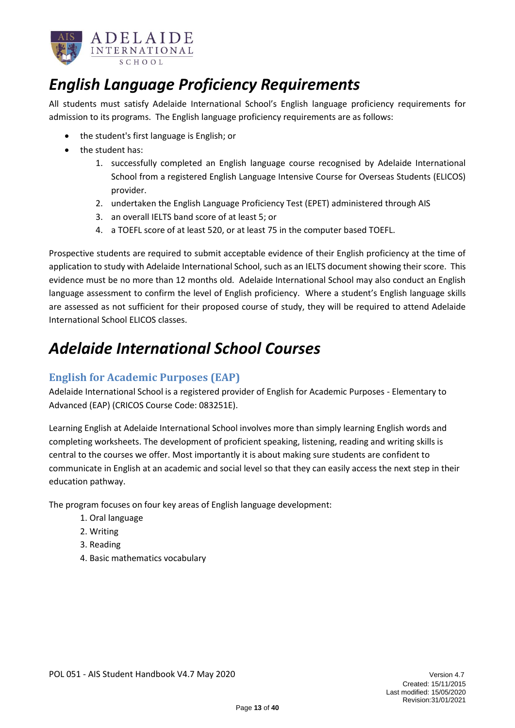# *English Language Proficiency Requirements*

All students must satisfy Adelaide International School's English language proficiency requirements for admission to its programs. The English language proficiency requirements are as follows:

- the student's first language is English; or
- the student has:
    1. successfully completed an English language course recognised by Adelaide International School from a registered English Language Intensive Course for Overseas Students (ELICOS) provider.
    2. undertaken the English Language Proficiency Test (EPET) administered through AIS
    3. an overall IELTS band score of at least 5; or
    4. a TOEFL score of at least 520, or at least 75 in the computer based TOEFL.

Prospective students are required to submit acceptable evidence of their English proficiency at the time of application to study with Adelaide International School, such as an IELTS document showing their score. This evidence must be no more than 12 months old. Adelaide International School may also conduct an English language assessment to confirm the level of English proficiency. Where a student's English language skills are assessed as not sufficient for their proposed course of study, they will be required to attend Adelaide International School ELICOS classes.

# *Adelaide International School Courses*

## English for Academic Purposes (EAP)

Adelaide International School is a registered provider of English for Academic Purposes - Elementary to Advanced (EAP) (CRICOS Course Code: 083251E).

Learning English at Adelaide International School involves more than simply learning English words and completing worksheets. The development of proficient speaking, listening, reading and writing skills is central to the courses we offer. Most importantly it is about making sure students are confident to communicate in English at an academic and social level so that they can easily access the next step in their education pathway.

The program focuses on four key areas of English language development:

1. Oral language
2. Writing
3. Reading
4. Basic mathematics vocabulary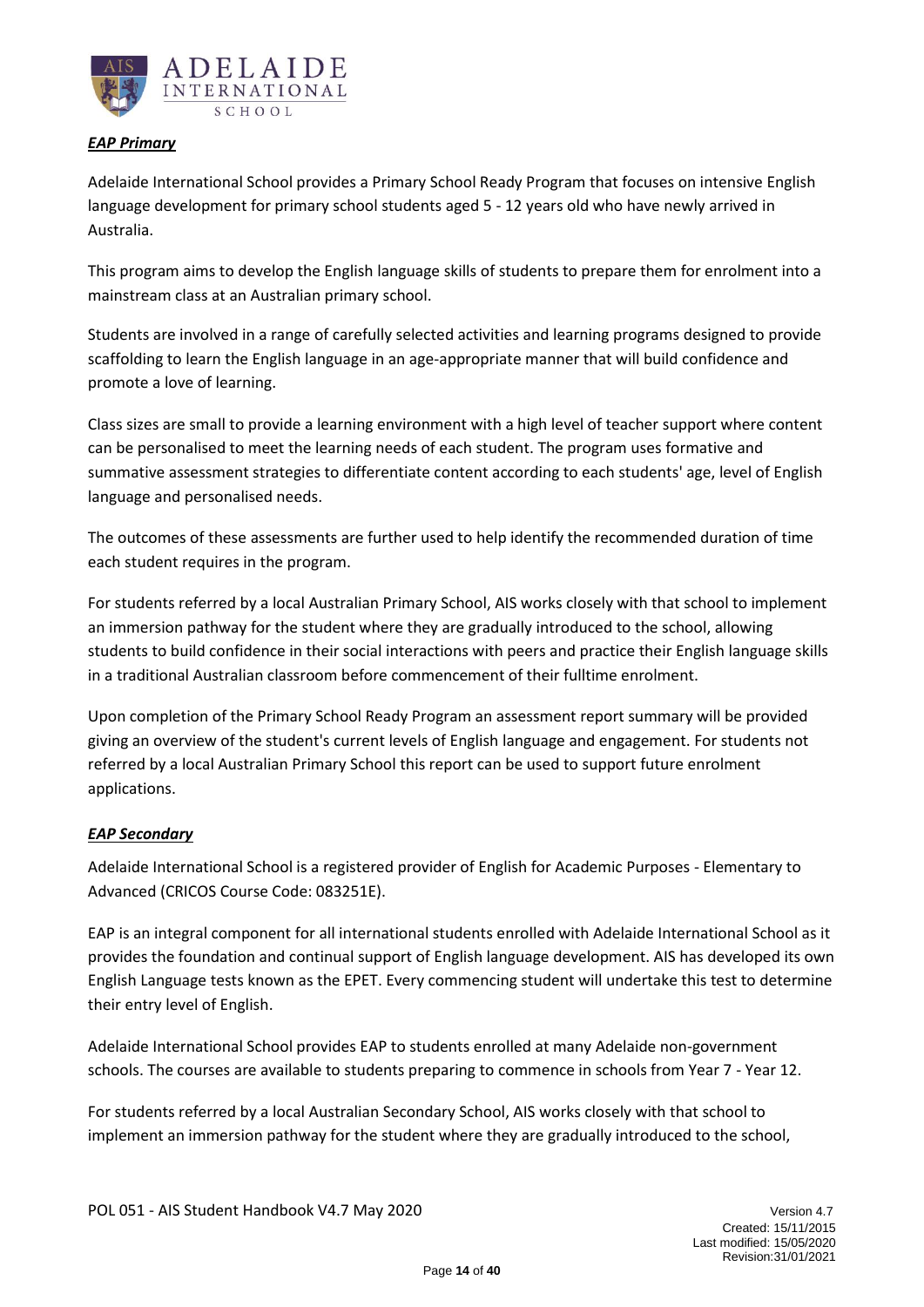***EAP Primary***

Adelaide International School provides a Primary School Ready Program that focuses on intensive English language development for primary school students aged 5 - 12 years old who have newly arrived in Australia.

This program aims to develop the English language skills of students to prepare them for enrolment into a mainstream class at an Australian primary school.

Students are involved in a range of carefully selected activities and learning programs designed to provide scaffolding to learn the English language in an age-appropriate manner that will build confidence and promote a love of learning.

Class sizes are small to provide a learning environment with a high level of teacher support where content can be personalised to meet the learning needs of each student. The program uses formative and summative assessment strategies to differentiate content according to each students' age, level of English language and personalised needs.

The outcomes of these assessments are further used to help identify the recommended duration of time each student requires in the program.

For students referred by a local Australian Primary School, AIS works closely with that school to implement an immersion pathway for the student where they are gradually introduced to the school, allowing students to build confidence in their social interactions with peers and practice their English language skills in a traditional Australian classroom before commencement of their fulltime enrolment.

Upon completion of the Primary School Ready Program an assessment report summary will be provided giving an overview of the student's current levels of English language and engagement. For students not referred by a local Australian Primary School this report can be used to support future enrolment applications.

***EAP Secondary***

Adelaide International School is a registered provider of English for Academic Purposes - Elementary to Advanced (CRICOS Course Code: 083251E).

EAP is an integral component for all international students enrolled with Adelaide International School as it provides the foundation and continual support of English language development. AIS has developed its own English Language tests known as the EPET. Every commencing student will undertake this test to determine their entry level of English.

Adelaide International School provides EAP to students enrolled at many Adelaide non-government schools. The courses are available to students preparing to commence in schools from Year 7 - Year 12.

For students referred by a local Australian Secondary School, AIS works closely with that school to implement an immersion pathway for the student where they are gradually introduced to the school,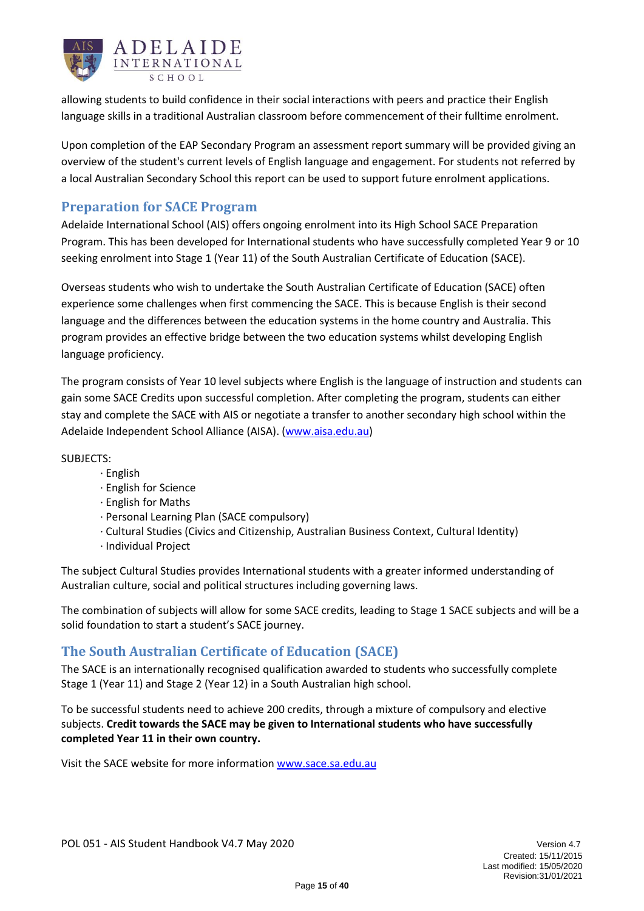allowing students to build confidence in their social interactions with peers and practice their English language skills in a traditional Australian classroom before commencement of their fulltime enrolment.

Upon completion of the EAP Secondary Program an assessment report summary will be provided giving an overview of the student's current levels of English language and engagement. For students not referred by a local Australian Secondary School this report can be used to support future enrolment applications.

## Preparation for SACE Program

Adelaide International School (AIS) offers ongoing enrolment into its High School SACE Preparation Program. This has been developed for International students who have successfully completed Year 9 or 10 seeking enrolment into Stage 1 (Year 11) of the South Australian Certificate of Education (SACE).

Overseas students who wish to undertake the South Australian Certificate of Education (SACE) often experience some challenges when first commencing the SACE. This is because English is their second language and the differences between the education systems in the home country and Australia. This program provides an effective bridge between the two education systems whilst developing English language proficiency.

The program consists of Year 10 level subjects where English is the language of instruction and students can gain some SACE Credits upon successful completion. After completing the program, students can either stay and complete the SACE with AIS or negotiate a transfer to another secondary high school within the Adelaide Independent School Alliance (AISA). (www.aisa.edu.au)

SUBJECTS:

- English
- English for Science
- English for Maths
- Personal Learning Plan (SACE compulsory)
- Cultural Studies (Civics and Citizenship, Australian Business Context, Cultural Identity)
- Individual Project

The subject Cultural Studies provides International students with a greater informed understanding of Australian culture, social and political structures including governing laws.

The combination of subjects will allow for some SACE credits, leading to Stage 1 SACE subjects and will be a solid foundation to start a student's SACE journey.

## The South Australian Certificate of Education (SACE)

The SACE is an internationally recognised qualification awarded to students who successfully complete Stage 1 (Year 11) and Stage 2 (Year 12) in a South Australian high school.

To be successful students need to achieve 200 credits, through a mixture of compulsory and elective subjects. **Credit towards the SACE may be given to International students who have successfully completed Year 11 in their own country.**

Visit the SACE website for more information www.sace.sa.edu.au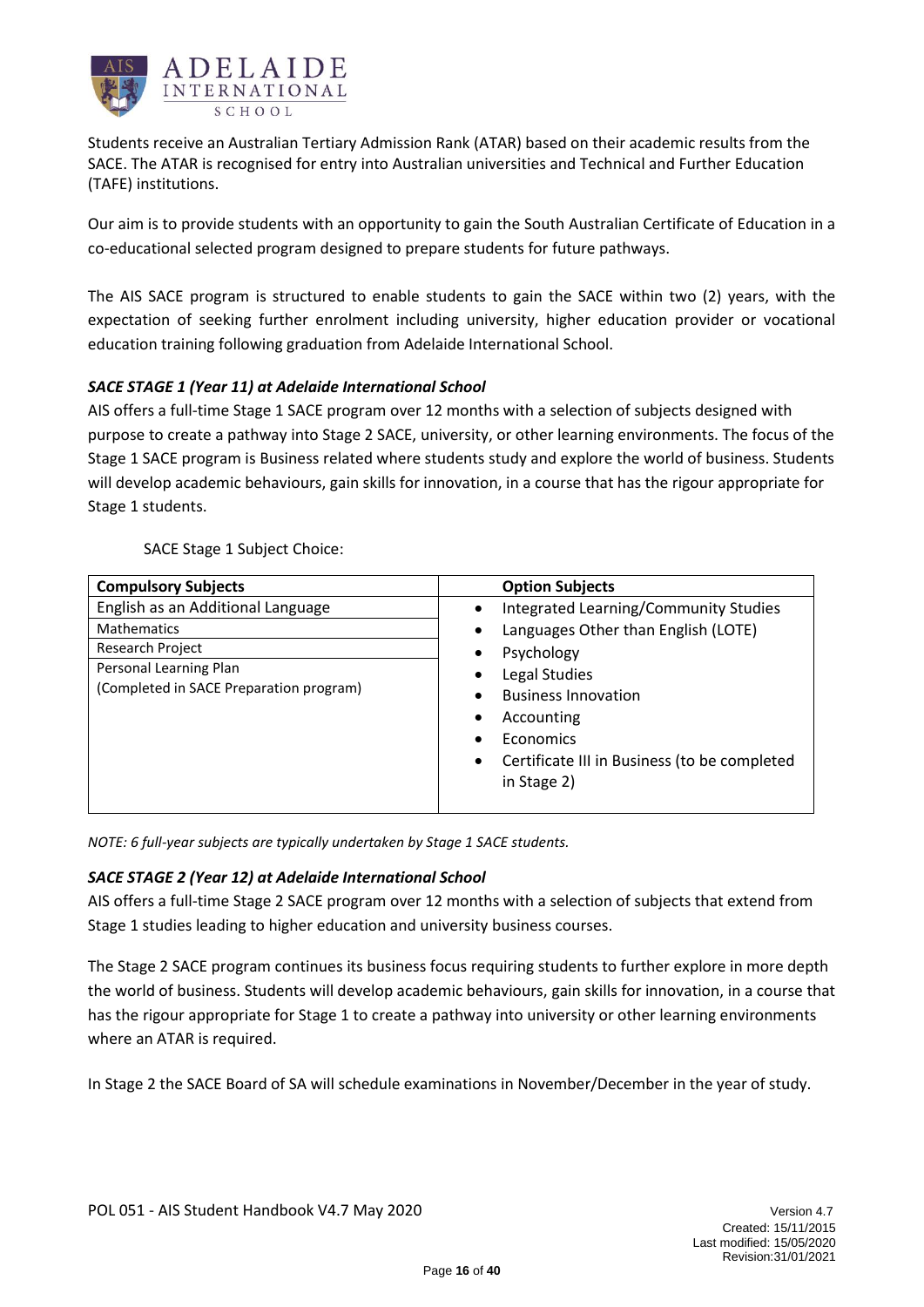Students receive an Australian Tertiary Admission Rank (ATAR) based on their academic results from the SACE. The ATAR is recognised for entry into Australian universities and Technical and Further Education (TAFE) institutions.

Our aim is to provide students with an opportunity to gain the South Australian Certificate of Education in a co-educational selected program designed to prepare students for future pathways.

The AIS SACE program is structured to enable students to gain the SACE within two (2) years, with the expectation of seeking further enrolment including university, higher education provider or vocational education training following graduation from Adelaide International School.

### *SACE STAGE 1 (Year 11) at Adelaide International School*

AIS offers a full-time Stage 1 SACE program over 12 months with a selection of subjects designed with purpose to create a pathway into Stage 2 SACE, university, or other learning environments. The focus of the Stage 1 SACE program is Business related where students study and explore the world of business. Students will develop academic behaviours, gain skills for innovation, in a course that has the rigour appropriate for Stage 1 students.

SACE Stage 1 Subject Choice:

| **Compulsory Subjects** | **Option Subjects** |
|---|---|
| English as an Additional Language | • Integrated Learning/Community Studies |
| Mathematics | • Languages Other than English (LOTE) |
| Research Project | • Psychology |
| Personal Learning Plan (Completed in SACE Preparation program) | • Legal Studies |
| | • Business Innovation |
| | • Accounting |
| | • Economics |
| | • Certificate III in Business (to be completed in Stage 2) |

*NOTE: 6 full-year subjects are typically undertaken by Stage 1 SACE students.*

### *SACE STAGE 2 (Year 12) at Adelaide International School*

AIS offers a full-time Stage 2 SACE program over 12 months with a selection of subjects that extend from Stage 1 studies leading to higher education and university business courses.

The Stage 2 SACE program continues its business focus requiring students to further explore in more depth the world of business. Students will develop academic behaviours, gain skills for innovation, in a course that has the rigour appropriate for Stage 1 to create a pathway into university or other learning environments where an ATAR is required.

In Stage 2 the SACE Board of SA will schedule examinations in November/December in the year of study.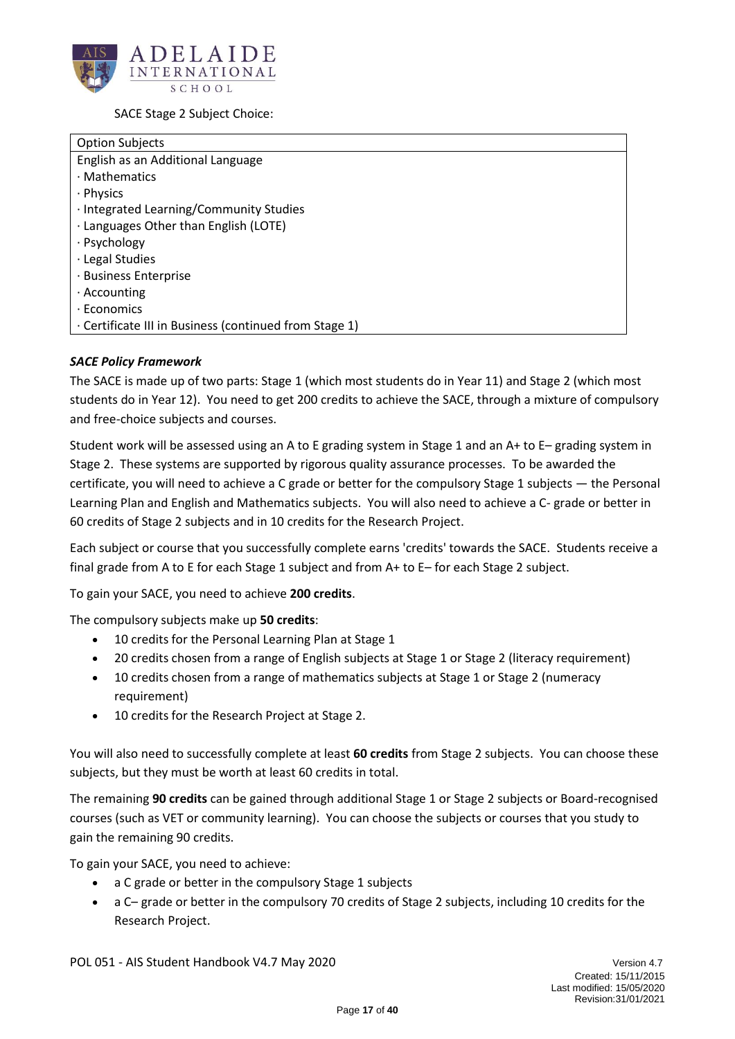SACE Stage 2 Subject Choice:

| Option Subjects |
|---|
| English as an Additional Language<br>· Mathematics<br>· Physics<br>· Integrated Learning/Community Studies<br>· Languages Other than English (LOTE)<br>· Psychology<br>· Legal Studies<br>· Business Enterprise<br>· Accounting<br>· Economics<br>· Certificate III in Business (continued from Stage 1) |

***SACE Policy Framework***

The SACE is made up of two parts: Stage 1 (which most students do in Year 11) and Stage 2 (which most students do in Year 12). You need to get 200 credits to achieve the SACE, through a mixture of compulsory and free-choice subjects and courses.

Student work will be assessed using an A to E grading system in Stage 1 and an A+ to E– grading system in Stage 2. These systems are supported by rigorous quality assurance processes. To be awarded the certificate, you will need to achieve a C grade or better for the compulsory Stage 1 subjects — the Personal Learning Plan and English and Mathematics subjects. You will also need to achieve a C- grade or better in 60 credits of Stage 2 subjects and in 10 credits for the Research Project.

Each subject or course that you successfully complete earns 'credits' towards the SACE. Students receive a final grade from A to E for each Stage 1 subject and from A+ to E– for each Stage 2 subject.

To gain your SACE, you need to achieve **200 credits**.

The compulsory subjects make up **50 credits**:

- 10 credits for the Personal Learning Plan at Stage 1
- 20 credits chosen from a range of English subjects at Stage 1 or Stage 2 (literacy requirement)
- 10 credits chosen from a range of mathematics subjects at Stage 1 or Stage 2 (numeracy requirement)
- 10 credits for the Research Project at Stage 2.

You will also need to successfully complete at least **60 credits** from Stage 2 subjects. You can choose these subjects, but they must be worth at least 60 credits in total.

The remaining **90 credits** can be gained through additional Stage 1 or Stage 2 subjects or Board-recognised courses (such as VET or community learning). You can choose the subjects or courses that you study to gain the remaining 90 credits.

To gain your SACE, you need to achieve:

- a C grade or better in the compulsory Stage 1 subjects
- a C– grade or better in the compulsory 70 credits of Stage 2 subjects, including 10 credits for the Research Project.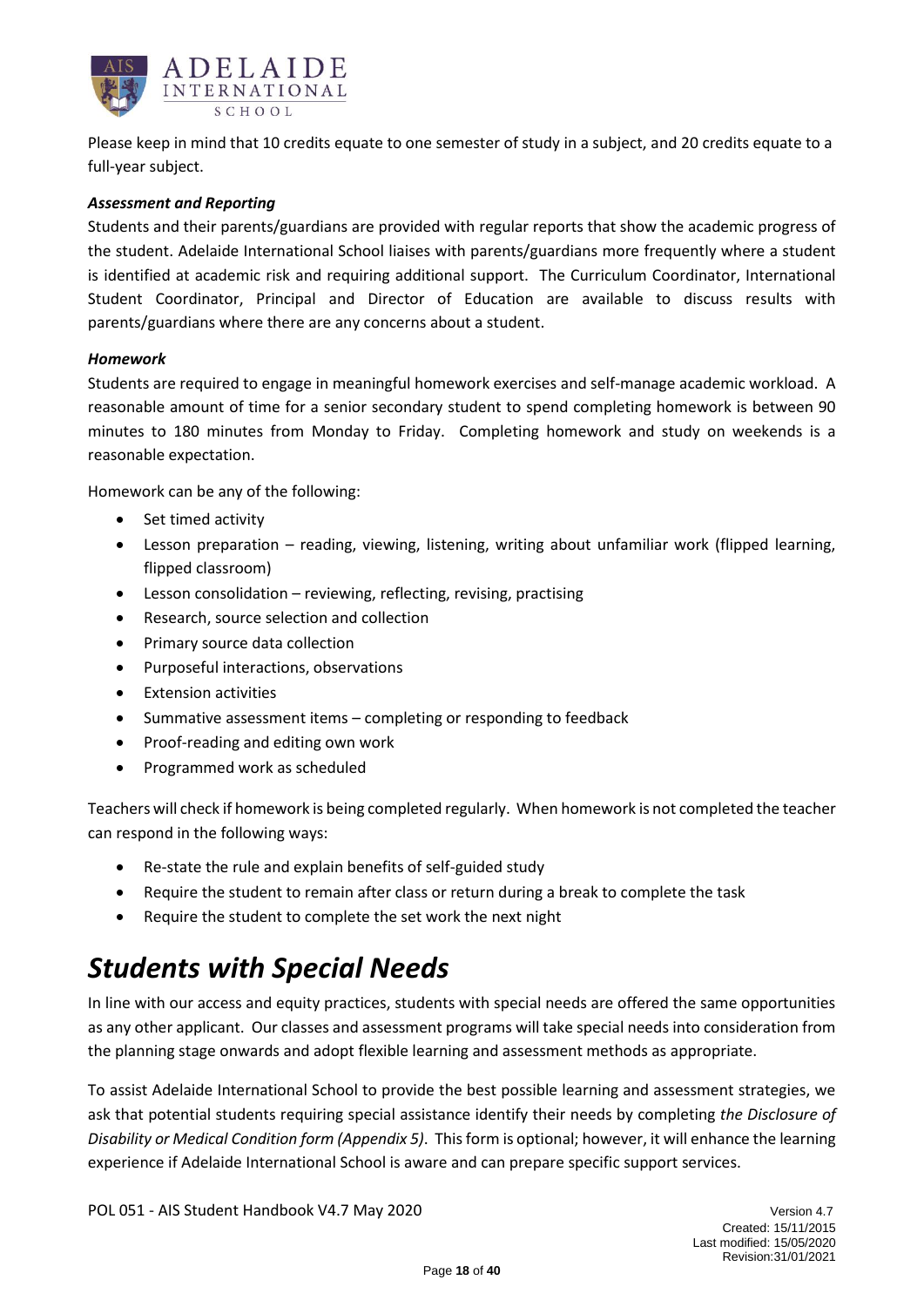Please keep in mind that 10 credits equate to one semester of study in a subject, and 20 credits equate to a full-year subject.

***Assessment and Reporting***

Students and their parents/guardians are provided with regular reports that show the academic progress of the student. Adelaide International School liaises with parents/guardians more frequently where a student is identified at academic risk and requiring additional support. The Curriculum Coordinator, International Student Coordinator, Principal and Director of Education are available to discuss results with parents/guardians where there are any concerns about a student.

***Homework***

Students are required to engage in meaningful homework exercises and self-manage academic workload. A reasonable amount of time for a senior secondary student to spend completing homework is between 90 minutes to 180 minutes from Monday to Friday. Completing homework and study on weekends is a reasonable expectation.

Homework can be any of the following:

- Set timed activity
- Lesson preparation – reading, viewing, listening, writing about unfamiliar work (flipped learning, flipped classroom)
- Lesson consolidation – reviewing, reflecting, revising, practising
- Research, source selection and collection
- Primary source data collection
- Purposeful interactions, observations
- Extension activities
- Summative assessment items – completing or responding to feedback
- Proof-reading and editing own work
- Programmed work as scheduled

Teachers will check if homework is being completed regularly. When homework is not completed the teacher can respond in the following ways:

- Re-state the rule and explain benefits of self-guided study
- Require the student to remain after class or return during a break to complete the task
- Require the student to complete the set work the next night

# *Students with Special Needs*

In line with our access and equity practices, students with special needs are offered the same opportunities as any other applicant. Our classes and assessment programs will take special needs into consideration from the planning stage onwards and adopt flexible learning and assessment methods as appropriate.

To assist Adelaide International School to provide the best possible learning and assessment strategies, we ask that potential students requiring special assistance identify their needs by completing *the Disclosure of Disability or Medical Condition form (Appendix 5)*. This form is optional; however, it will enhance the learning experience if Adelaide International School is aware and can prepare specific support services.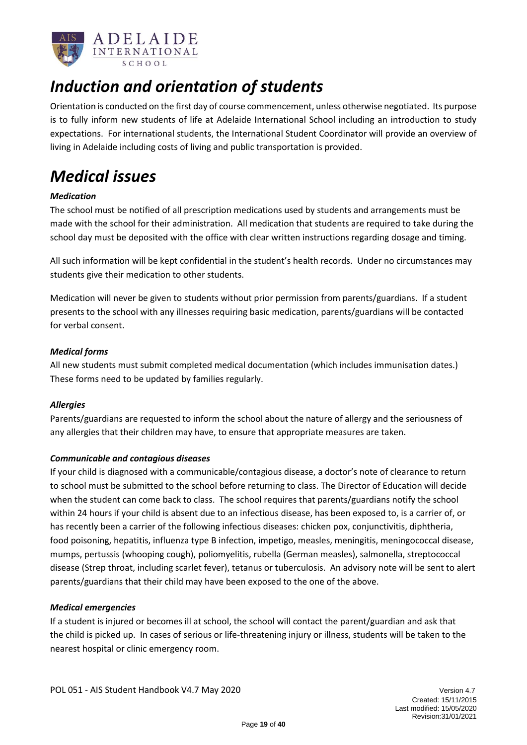# *Induction and orientation of students*

Orientation is conducted on the first day of course commencement, unless otherwise negotiated. Its purpose is to fully inform new students of life at Adelaide International School including an introduction to study expectations. For international students, the International Student Coordinator will provide an overview of living in Adelaide including costs of living and public transportation is provided.

# *Medical issues*

### *Medication*

The school must be notified of all prescription medications used by students and arrangements must be made with the school for their administration. All medication that students are required to take during the school day must be deposited with the office with clear written instructions regarding dosage and timing.

All such information will be kept confidential in the student's health records. Under no circumstances may students give their medication to other students.

Medication will never be given to students without prior permission from parents/guardians. If a student presents to the school with any illnesses requiring basic medication, parents/guardians will be contacted for verbal consent.

### *Medical forms*

All new students must submit completed medical documentation (which includes immunisation dates.) These forms need to be updated by families regularly.

### *Allergies*

Parents/guardians are requested to inform the school about the nature of allergy and the seriousness of any allergies that their children may have, to ensure that appropriate measures are taken.

### *Communicable and contagious diseases*

If your child is diagnosed with a communicable/contagious disease, a doctor's note of clearance to return to school must be submitted to the school before returning to class. The Director of Education will decide when the student can come back to class. The school requires that parents/guardians notify the school within 24 hours if your child is absent due to an infectious disease, has been exposed to, is a carrier of, or has recently been a carrier of the following infectious diseases: chicken pox, conjunctivitis, diphtheria, food poisoning, hepatitis, influenza type B infection, impetigo, measles, meningitis, meningococcal disease, mumps, pertussis (whooping cough), poliomyelitis, rubella (German measles), salmonella, streptococcal disease (Strep throat, including scarlet fever), tetanus or tuberculosis. An advisory note will be sent to alert parents/guardians that their child may have been exposed to the one of the above.

### *Medical emergencies*

If a student is injured or becomes ill at school, the school will contact the parent/guardian and ask that the child is picked up. In cases of serious or life-threatening injury or illness, students will be taken to the nearest hospital or clinic emergency room.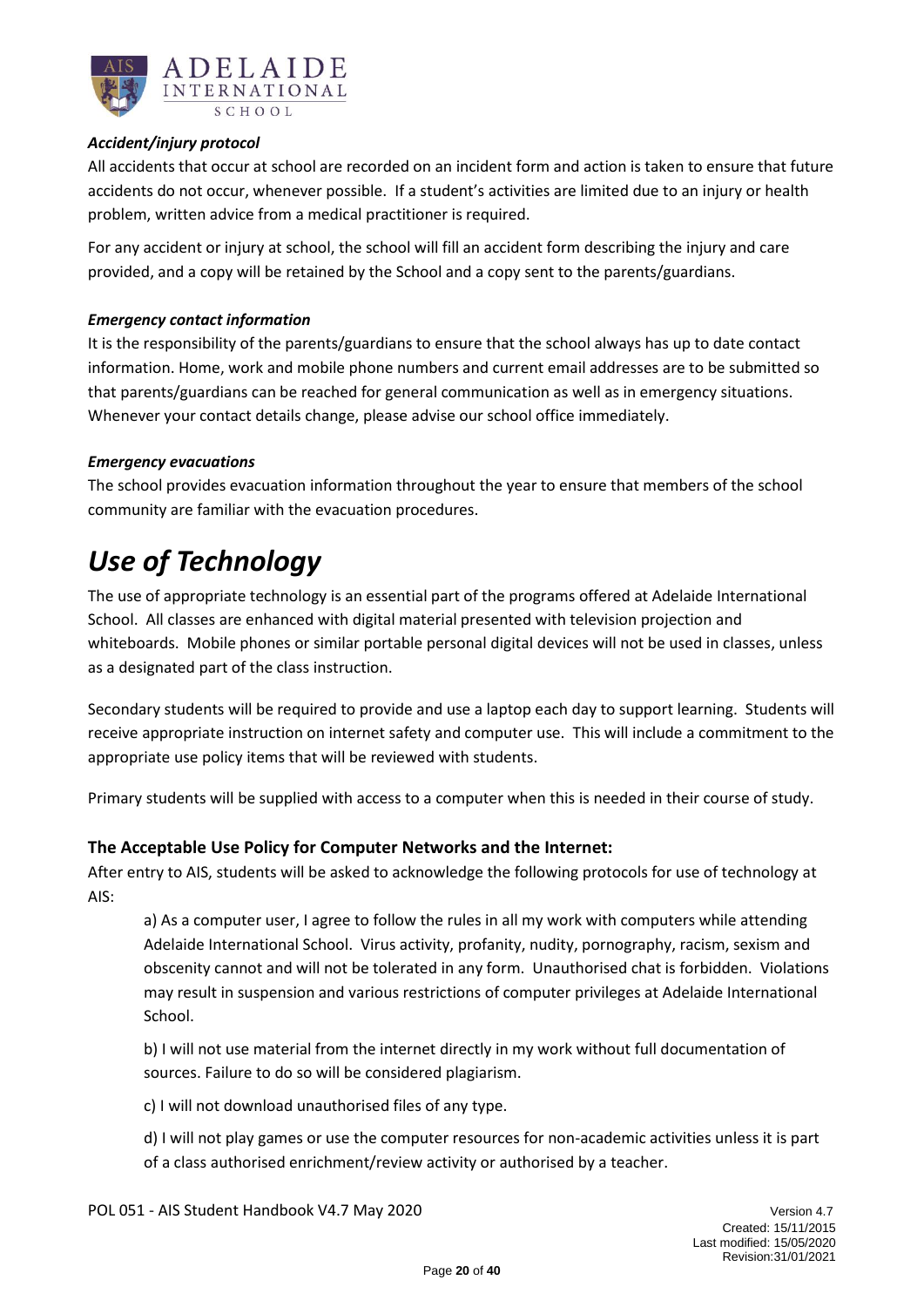### *Accident/injury protocol*

All accidents that occur at school are recorded on an incident form and action is taken to ensure that future accidents do not occur, whenever possible. If a student's activities are limited due to an injury or health problem, written advice from a medical practitioner is required.

For any accident or injury at school, the school will fill an accident form describing the injury and care provided, and a copy will be retained by the School and a copy sent to the parents/guardians.

### *Emergency contact information*

It is the responsibility of the parents/guardians to ensure that the school always has up to date contact information. Home, work and mobile phone numbers and current email addresses are to be submitted so that parents/guardians can be reached for general communication as well as in emergency situations. Whenever your contact details change, please advise our school office immediately.

### *Emergency evacuations*

The school provides evacuation information throughout the year to ensure that members of the school community are familiar with the evacuation procedures.

# *Use of Technology*

The use of appropriate technology is an essential part of the programs offered at Adelaide International School. All classes are enhanced with digital material presented with television projection and whiteboards. Mobile phones or similar portable personal digital devices will not be used in classes, unless as a designated part of the class instruction.

Secondary students will be required to provide and use a laptop each day to support learning. Students will receive appropriate instruction on internet safety and computer use. This will include a commitment to the appropriate use policy items that will be reviewed with students.

Primary students will be supplied with access to a computer when this is needed in their course of study.

## **The Acceptable Use Policy for Computer Networks and the Internet:**

After entry to AIS, students will be asked to acknowledge the following protocols for use of technology at AIS:

a) As a computer user, I agree to follow the rules in all my work with computers while attending Adelaide International School. Virus activity, profanity, nudity, pornography, racism, sexism and obscenity cannot and will not be tolerated in any form. Unauthorised chat is forbidden. Violations may result in suspension and various restrictions of computer privileges at Adelaide International School.

b) I will not use material from the internet directly in my work without full documentation of sources. Failure to do so will be considered plagiarism.

c) I will not download unauthorised files of any type.

d) I will not play games or use the computer resources for non-academic activities unless it is part of a class authorised enrichment/review activity or authorised by a teacher.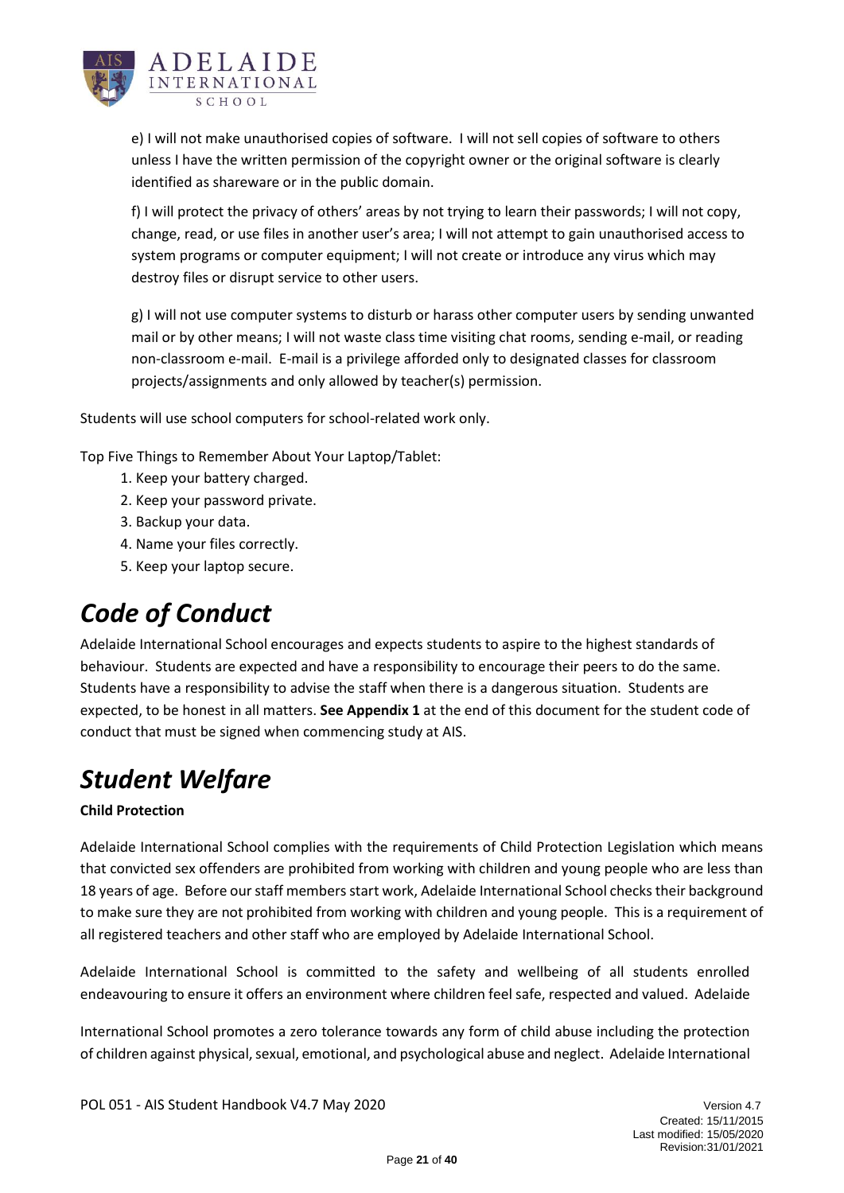e) I will not make unauthorised copies of software. I will not sell copies of software to others unless I have the written permission of the copyright owner or the original software is clearly identified as shareware or in the public domain.

f) I will protect the privacy of others' areas by not trying to learn their passwords; I will not copy, change, read, or use files in another user's area; I will not attempt to gain unauthorised access to system programs or computer equipment; I will not create or introduce any virus which may destroy files or disrupt service to other users.

g) I will not use computer systems to disturb or harass other computer users by sending unwanted mail or by other means; I will not waste class time visiting chat rooms, sending e-mail, or reading non-classroom e-mail. E-mail is a privilege afforded only to designated classes for classroom projects/assignments and only allowed by teacher(s) permission.

Students will use school computers for school-related work only.

Top Five Things to Remember About Your Laptop/Tablet:

1. Keep your battery charged.
2. Keep your password private.
3. Backup your data.
4. Name your files correctly.
5. Keep your laptop secure.

# *Code of Conduct*

Adelaide International School encourages and expects students to aspire to the highest standards of behaviour. Students are expected and have a responsibility to encourage their peers to do the same. Students have a responsibility to advise the staff when there is a dangerous situation. Students are expected, to be honest in all matters. **See Appendix 1** at the end of this document for the student code of conduct that must be signed when commencing study at AIS.

# *Student Welfare*

**Child Protection**

Adelaide International School complies with the requirements of Child Protection Legislation which means that convicted sex offenders are prohibited from working with children and young people who are less than 18 years of age. Before our staff members start work, Adelaide International School checks their background to make sure they are not prohibited from working with children and young people. This is a requirement of all registered teachers and other staff who are employed by Adelaide International School.

Adelaide International School is committed to the safety and wellbeing of all students enrolled endeavouring to ensure it offers an environment where children feel safe, respected and valued. Adelaide International School promotes a zero tolerance towards any form of child abuse including the protection of children against physical, sexual, emotional, and psychological abuse and neglect. Adelaide International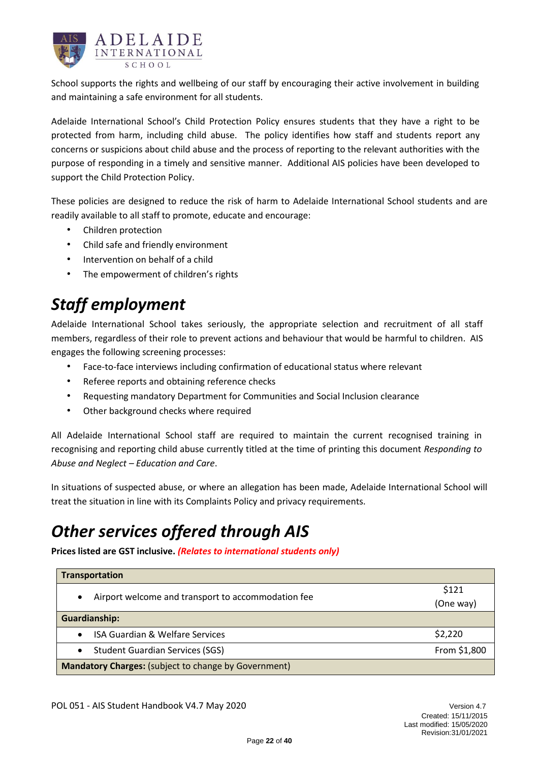School supports the rights and wellbeing of our staff by encouraging their active involvement in building and maintaining a safe environment for all students.

Adelaide International School's Child Protection Policy ensures students that they have a right to be protected from harm, including child abuse. The policy identifies how staff and students report any concerns or suspicions about child abuse and the process of reporting to the relevant authorities with the purpose of responding in a timely and sensitive manner. Additional AIS policies have been developed to support the Child Protection Policy.

These policies are designed to reduce the risk of harm to Adelaide International School students and are readily available to all staff to promote, educate and encourage:

- Children protection
- Child safe and friendly environment
- Intervention on behalf of a child
- The empowerment of children's rights

## *Staff employment*

Adelaide International School takes seriously, the appropriate selection and recruitment of all staff members, regardless of their role to prevent actions and behaviour that would be harmful to children. AIS engages the following screening processes:

- Face-to-face interviews including confirmation of educational status where relevant
- Referee reports and obtaining reference checks
- Requesting mandatory Department for Communities and Social Inclusion clearance
- Other background checks where required

All Adelaide International School staff are required to maintain the current recognised training in recognising and reporting child abuse currently titled at the time of printing this document *Responding to Abuse and Neglect – Education and Care*.

In situations of suspected abuse, or where an allegation has been made, Adelaide International School will treat the situation in line with its Complaints Policy and privacy requirements.

## *Other services offered through AIS*

**Prices listed are GST inclusive.** ***(Relates to international students only)***

| **Transportation** | |
|---|---|
| • Airport welcome and transport to accommodation fee | $121 (One way) |
| **Guardianship:** | |
| • ISA Guardian & Welfare Services | $2,220 |
| • Student Guardian Services (SGS) | From $1,800 |
| **Mandatory Charges:** (subject to change by Government) | |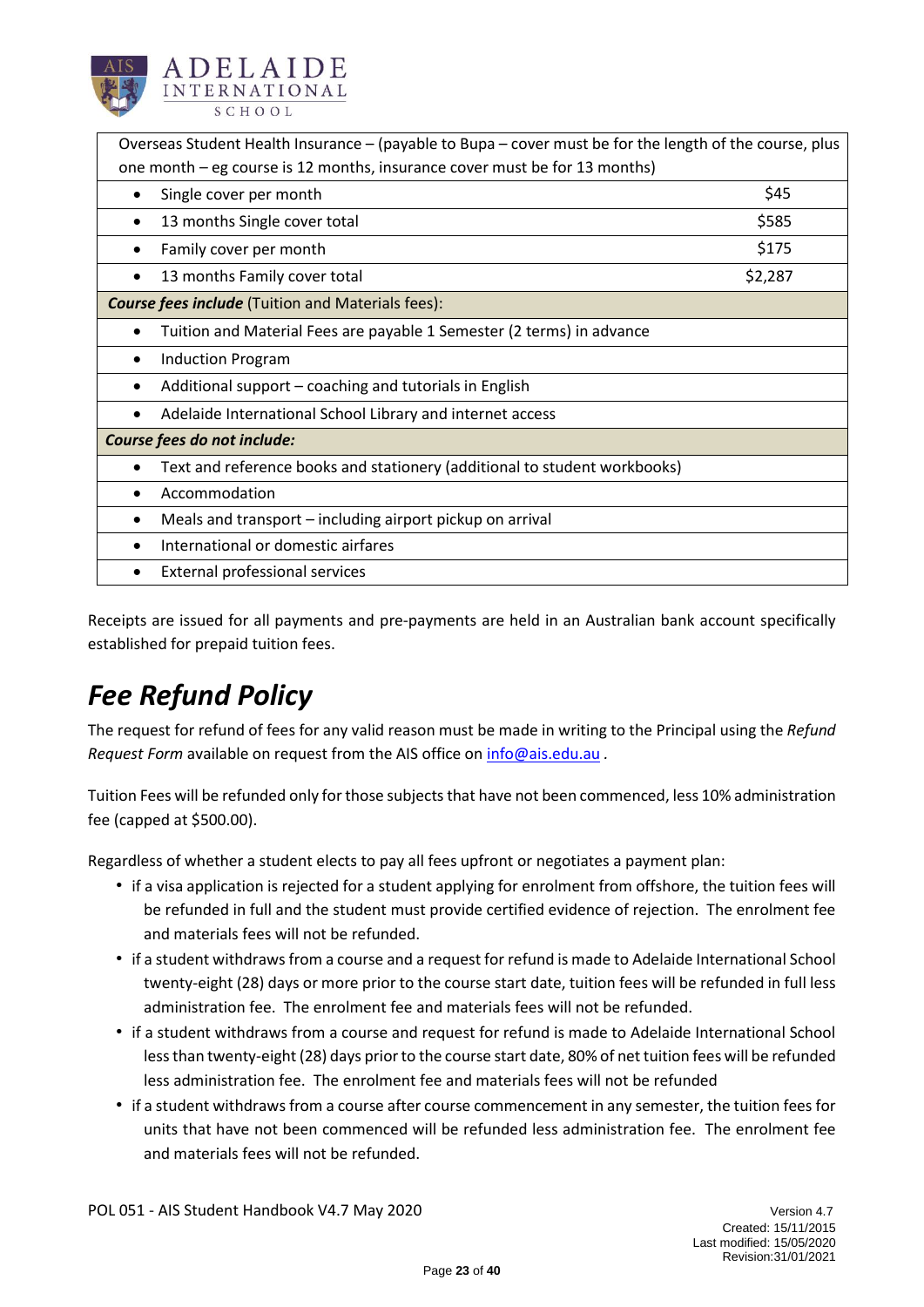| Overseas Student Health Insurance – (payable to Bupa – cover must be for the length of the course, plus one month – eg course is 12 months, insurance cover must be for 13 months) | |
|---|---|
| • Single cover per month | $45 |
| • 13 months Single cover total | $585 |
| • Family cover per month | $175 |
| • 13 months Family cover total | $2,287 |
| ***Course fees include*** (Tuition and Materials fees): | |
| • Tuition and Material Fees are payable 1 Semester (2 terms) in advance | |
| • Induction Program | |
| • Additional support – coaching and tutorials in English | |
| • Adelaide International School Library and internet access | |
| ***Course fees do not include:*** | |
| • Text and reference books and stationery (additional to student workbooks) | |
| • Accommodation | |
| • Meals and transport – including airport pickup on arrival | |
| • International or domestic airfares | |
| • External professional services | |

Receipts are issued for all payments and pre-payments are held in an Australian bank account specifically established for prepaid tuition fees.

# *Fee Refund Policy*

The request for refund of fees for any valid reason must be made in writing to the Principal using the *Refund Request Form* available on request from the AIS office on info@ais.edu.au .

Tuition Fees will be refunded only for those subjects that have not been commenced, less 10% administration fee (capped at $500.00).

Regardless of whether a student elects to pay all fees upfront or negotiates a payment plan:

- if a visa application is rejected for a student applying for enrolment from offshore, the tuition fees will be refunded in full and the student must provide certified evidence of rejection. The enrolment fee and materials fees will not be refunded.
- if a student withdraws from a course and a request for refund is made to Adelaide International School twenty-eight (28) days or more prior to the course start date, tuition fees will be refunded in full less administration fee. The enrolment fee and materials fees will not be refunded.
- if a student withdraws from a course and request for refund is made to Adelaide International School less than twenty-eight (28) days prior to the course start date, 80% of net tuition fees will be refunded less administration fee. The enrolment fee and materials fees will not be refunded
- if a student withdraws from a course after course commencement in any semester, the tuition fees for units that have not been commenced will be refunded less administration fee. The enrolment fee and materials fees will not be refunded.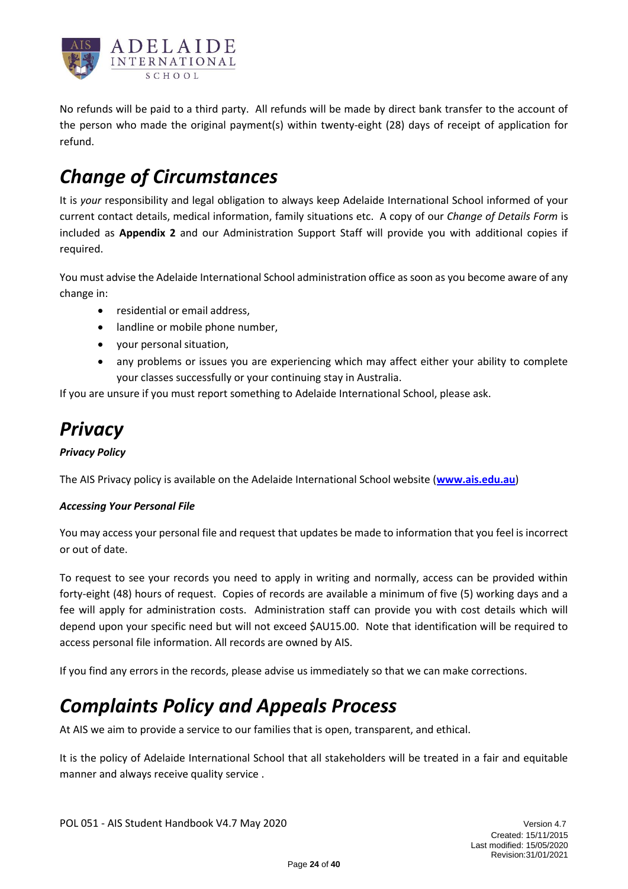No refunds will be paid to a third party. All refunds will be made by direct bank transfer to the account of the person who made the original payment(s) within twenty-eight (28) days of receipt of application for refund.

# *Change of Circumstances*

It is *your* responsibility and legal obligation to always keep Adelaide International School informed of your current contact details, medical information, family situations etc. A copy of our *Change of Details Form* is included as **Appendix 2** and our Administration Support Staff will provide you with additional copies if required.

You must advise the Adelaide International School administration office as soon as you become aware of any change in:

- residential or email address,
- landline or mobile phone number,
- your personal situation,
- any problems or issues you are experiencing which may affect either your ability to complete your classes successfully or your continuing stay in Australia.

If you are unsure if you must report something to Adelaide International School, please ask.

# *Privacy*

***Privacy Policy***

The AIS Privacy policy is available on the Adelaide International School website (**www.ais.edu.au**)

***Accessing Your Personal File***

You may access your personal file and request that updates be made to information that you feel is incorrect or out of date.

To request to see your records you need to apply in writing and normally, access can be provided within forty-eight (48) hours of request. Copies of records are available a minimum of five (5) working days and a fee will apply for administration costs. Administration staff can provide you with cost details which will depend upon your specific need but will not exceed $AU15.00. Note that identification will be required to access personal file information. All records are owned by AIS.

If you find any errors in the records, please advise us immediately so that we can make corrections.

# *Complaints Policy and Appeals Process*

At AIS we aim to provide a service to our families that is open, transparent, and ethical.

It is the policy of Adelaide International School that all stakeholders will be treated in a fair and equitable manner and always receive quality service .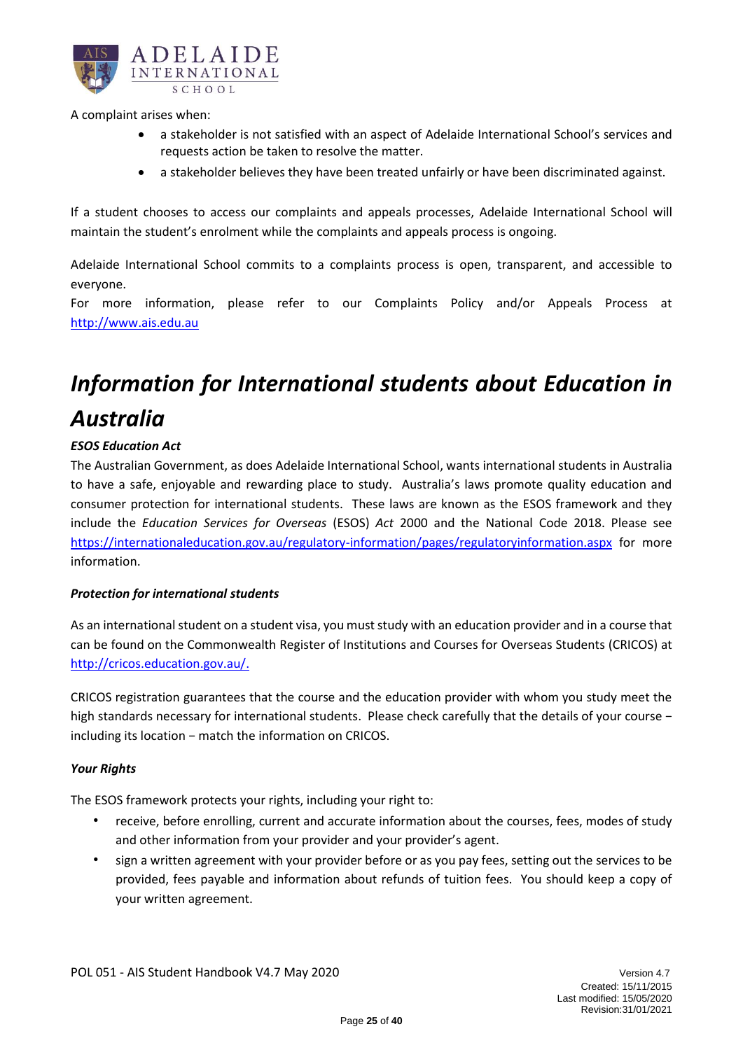A complaint arises when:

- a stakeholder is not satisfied with an aspect of Adelaide International School's services and requests action be taken to resolve the matter.
- a stakeholder believes they have been treated unfairly or have been discriminated against.

If a student chooses to access our complaints and appeals processes, Adelaide International School will maintain the student's enrolment while the complaints and appeals process is ongoing.

Adelaide International School commits to a complaints process is open, transparent, and accessible to everyone.
For more information, please refer to our Complaints Policy and/or Appeals Process at http://www.ais.edu.au

# *Information for International students about Education in Australia*

***ESOS Education Act***

The Australian Government, as does Adelaide International School, wants international students in Australia to have a safe, enjoyable and rewarding place to study. Australia's laws promote quality education and consumer protection for international students. These laws are known as the ESOS framework and they include the *Education Services for Overseas* (ESOS) *Act* 2000 and the National Code 2018. Please see https://internationaleducation.gov.au/regulatory-information/pages/regulatoryinformation.aspx for more information.

***Protection for international students***

As an international student on a student visa, you must study with an education provider and in a course that can be found on the Commonwealth Register of Institutions and Courses for Overseas Students (CRICOS) at http://cricos.education.gov.au/.

CRICOS registration guarantees that the course and the education provider with whom you study meet the high standards necessary for international students. Please check carefully that the details of your course − including its location − match the information on CRICOS.

***Your Rights***

The ESOS framework protects your rights, including your right to:

- receive, before enrolling, current and accurate information about the courses, fees, modes of study and other information from your provider and your provider's agent.
- sign a written agreement with your provider before or as you pay fees, setting out the services to be provided, fees payable and information about refunds of tuition fees. You should keep a copy of your written agreement.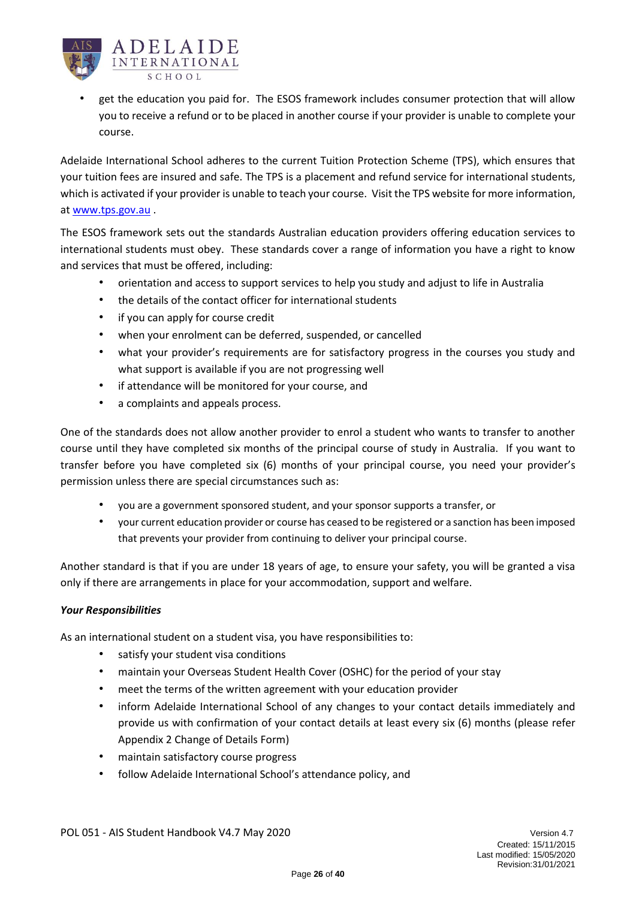- get the education you paid for. The ESOS framework includes consumer protection that will allow you to receive a refund or to be placed in another course if your provider is unable to complete your course.

Adelaide International School adheres to the current Tuition Protection Scheme (TPS), which ensures that your tuition fees are insured and safe. The TPS is a placement and refund service for international students, which is activated if your provider is unable to teach your course. Visit the TPS website for more information, at [www.tps.gov.au](http://www.tps.gov.au) .

The ESOS framework sets out the standards Australian education providers offering education services to international students must obey. These standards cover a range of information you have a right to know and services that must be offered, including:

- orientation and access to support services to help you study and adjust to life in Australia
- the details of the contact officer for international students
- if you can apply for course credit
- when your enrolment can be deferred, suspended, or cancelled
- what your provider's requirements are for satisfactory progress in the courses you study and what support is available if you are not progressing well
- if attendance will be monitored for your course, and
- a complaints and appeals process.

One of the standards does not allow another provider to enrol a student who wants to transfer to another course until they have completed six months of the principal course of study in Australia. If you want to transfer before you have completed six (6) months of your principal course, you need your provider's permission unless there are special circumstances such as:

- you are a government sponsored student, and your sponsor supports a transfer, or
- your current education provider or course has ceased to be registered or a sanction has been imposed that prevents your provider from continuing to deliver your principal course.

Another standard is that if you are under 18 years of age, to ensure your safety, you will be granted a visa only if there are arrangements in place for your accommodation, support and welfare.

***Your Responsibilities***

As an international student on a student visa, you have responsibilities to:

- satisfy your student visa conditions
- maintain your Overseas Student Health Cover (OSHC) for the period of your stay
- meet the terms of the written agreement with your education provider
- inform Adelaide International School of any changes to your contact details immediately and provide us with confirmation of your contact details at least every six (6) months (please refer Appendix 2 Change of Details Form)
- maintain satisfactory course progress
- follow Adelaide International School's attendance policy, and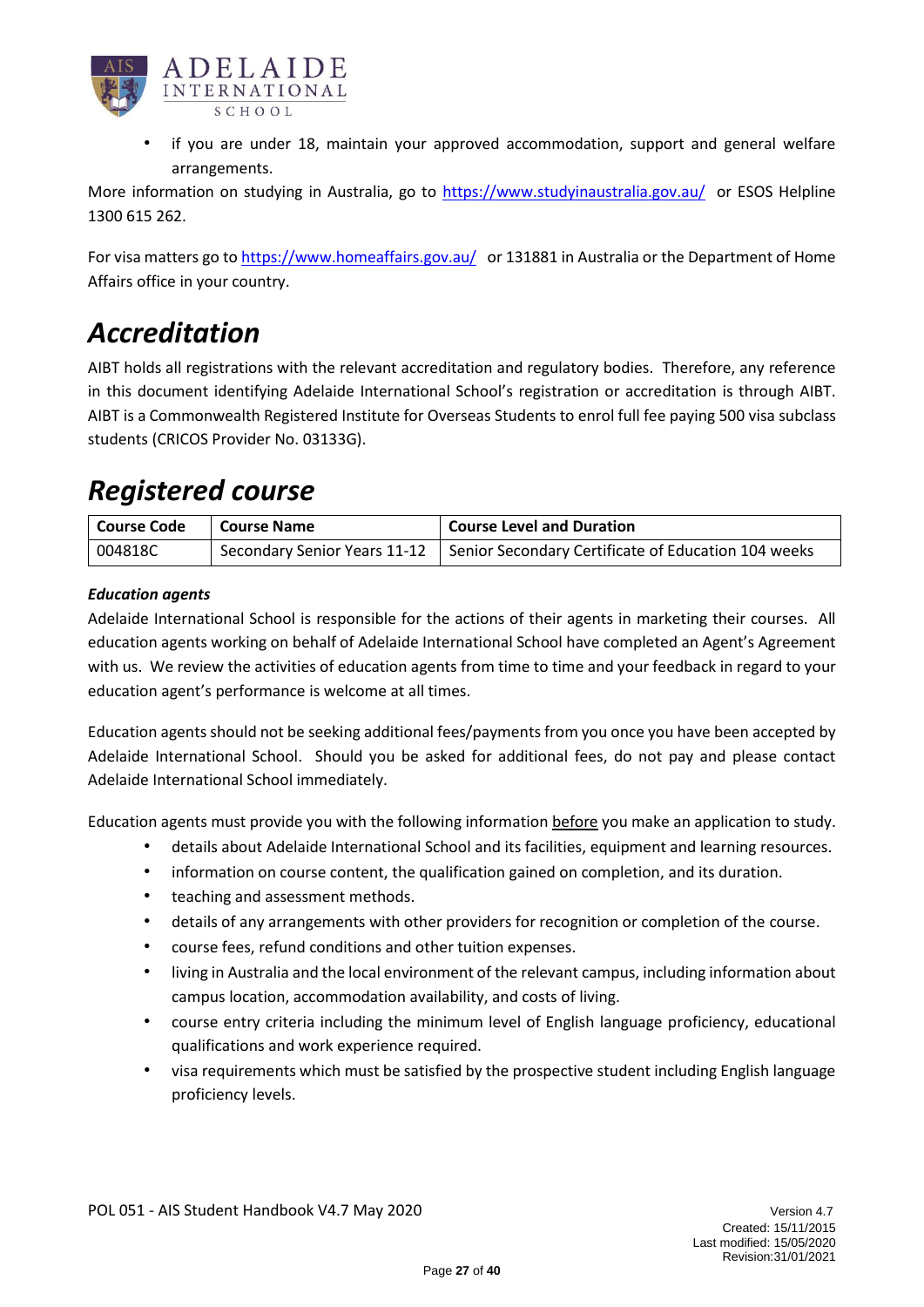- if you are under 18, maintain your approved accommodation, support and general welfare arrangements.

More information on studying in Australia, go to https://www.studyinaustralia.gov.au/ or ESOS Helpline 1300 615 262.

For visa matters go to https://www.homeaffairs.gov.au/ or 131881 in Australia or the Department of Home Affairs office in your country.

# *Accreditation*

AIBT holds all registrations with the relevant accreditation and regulatory bodies. Therefore, any reference in this document identifying Adelaide International School's registration or accreditation is through AIBT. AIBT is a Commonwealth Registered Institute for Overseas Students to enrol full fee paying 500 visa subclass students (CRICOS Provider No. 03133G).

# *Registered course*

| **Course Code** | **Course Name** | **Course Level and Duration** |
|---|---|---|
| 004818C | Secondary Senior Years 11-12 | Senior Secondary Certificate of Education 104 weeks |

### *Education agents*

Adelaide International School is responsible for the actions of their agents in marketing their courses. All education agents working on behalf of Adelaide International School have completed an Agent's Agreement with us. We review the activities of education agents from time to time and your feedback in regard to your education agent's performance is welcome at all times.

Education agents should not be seeking additional fees/payments from you once you have been accepted by Adelaide International School. Should you be asked for additional fees, do not pay and please contact Adelaide International School immediately.

Education agents must provide you with the following information before you make an application to study.

- details about Adelaide International School and its facilities, equipment and learning resources.
- information on course content, the qualification gained on completion, and its duration.
- teaching and assessment methods.
- details of any arrangements with other providers for recognition or completion of the course.
- course fees, refund conditions and other tuition expenses.
- living in Australia and the local environment of the relevant campus, including information about campus location, accommodation availability, and costs of living.
- course entry criteria including the minimum level of English language proficiency, educational qualifications and work experience required.
- visa requirements which must be satisfied by the prospective student including English language proficiency levels.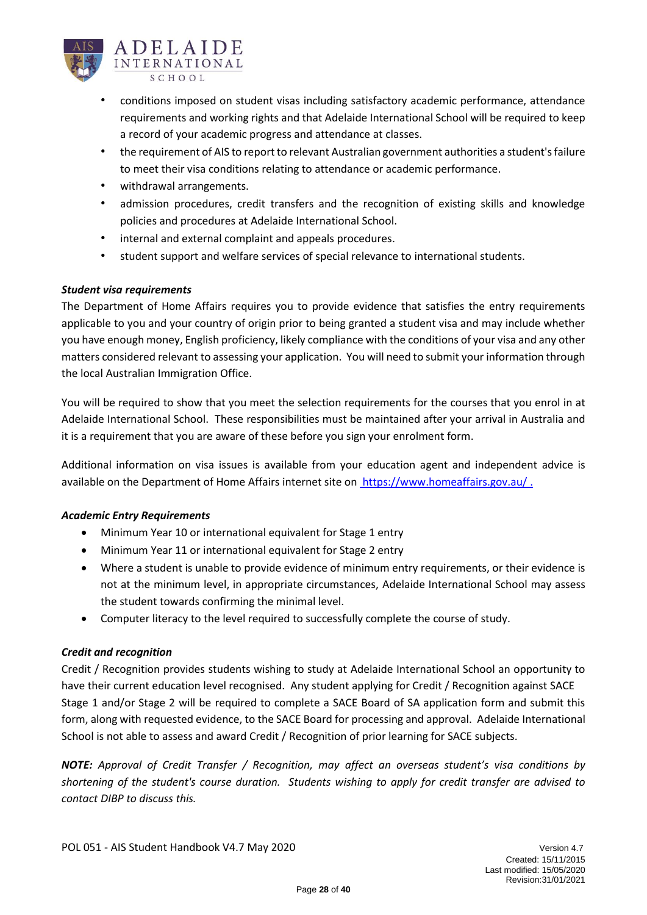- conditions imposed on student visas including satisfactory academic performance, attendance requirements and working rights and that Adelaide International School will be required to keep a record of your academic progress and attendance at classes.
- the requirement of AIS to report to relevant Australian government authorities a student's failure to meet their visa conditions relating to attendance or academic performance.
- withdrawal arrangements.
- admission procedures, credit transfers and the recognition of existing skills and knowledge policies and procedures at Adelaide International School.
- internal and external complaint and appeals procedures.
- student support and welfare services of special relevance to international students.

***Student visa requirements***

The Department of Home Affairs requires you to provide evidence that satisfies the entry requirements applicable to you and your country of origin prior to being granted a student visa and may include whether you have enough money, English proficiency, likely compliance with the conditions of your visa and any other matters considered relevant to assessing your application. You will need to submit your information through the local Australian Immigration Office.

You will be required to show that you meet the selection requirements for the courses that you enrol in at Adelaide International School. These responsibilities must be maintained after your arrival in Australia and it is a requirement that you are aware of these before you sign your enrolment form.

Additional information on visa issues is available from your education agent and independent advice is available on the Department of Home Affairs internet site on https://www.homeaffairs.gov.au/ .

***Academic Entry Requirements***

- Minimum Year 10 or international equivalent for Stage 1 entry
- Minimum Year 11 or international equivalent for Stage 2 entry
- Where a student is unable to provide evidence of minimum entry requirements, or their evidence is not at the minimum level, in appropriate circumstances, Adelaide International School may assess the student towards confirming the minimal level.
- Computer literacy to the level required to successfully complete the course of study.

***Credit and recognition***

Credit / Recognition provides students wishing to study at Adelaide International School an opportunity to have their current education level recognised. Any student applying for Credit / Recognition against SACE Stage 1 and/or Stage 2 will be required to complete a SACE Board of SA application form and submit this form, along with requested evidence, to the SACE Board for processing and approval. Adelaide International School is not able to assess and award Credit / Recognition of prior learning for SACE subjects.

***NOTE:*** *Approval of Credit Transfer / Recognition, may affect an overseas student's visa conditions by shortening of the student's course duration. Students wishing to apply for credit transfer are advised to contact DIBP to discuss this.*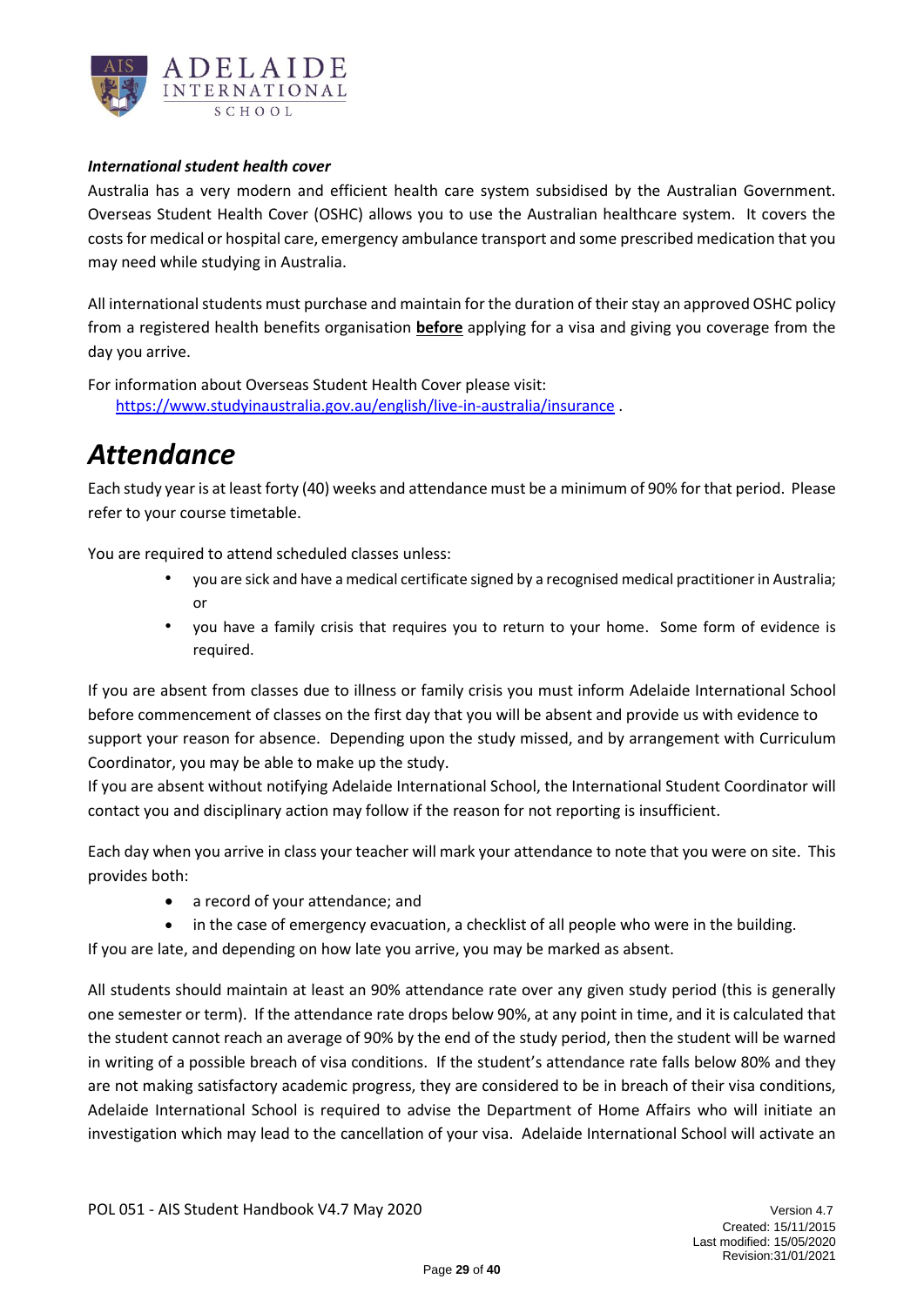***International student health cover***

Australia has a very modern and efficient health care system subsidised by the Australian Government. Overseas Student Health Cover (OSHC) allows you to use the Australian healthcare system. It covers the costs for medical or hospital care, emergency ambulance transport and some prescribed medication that you may need while studying in Australia.

All international students must purchase and maintain for the duration of their stay an approved OSHC policy from a registered health benefits organisation **before** applying for a visa and giving you coverage from the day you arrive.

For information about Overseas Student Health Cover please visit:
https://www.studyinaustralia.gov.au/english/live-in-australia/insurance .

# *Attendance*

Each study year is at least forty (40) weeks and attendance must be a minimum of 90% for that period. Please refer to your course timetable.

You are required to attend scheduled classes unless:

- you are sick and have a medical certificate signed by a recognised medical practitioner in Australia; or
- you have a family crisis that requires you to return to your home. Some form of evidence is required.

If you are absent from classes due to illness or family crisis you must inform Adelaide International School before commencement of classes on the first day that you will be absent and provide us with evidence to support your reason for absence. Depending upon the study missed, and by arrangement with Curriculum Coordinator, you may be able to make up the study.

If you are absent without notifying Adelaide International School, the International Student Coordinator will contact you and disciplinary action may follow if the reason for not reporting is insufficient.

Each day when you arrive in class your teacher will mark your attendance to note that you were on site. This provides both:

- a record of your attendance; and
- in the case of emergency evacuation, a checklist of all people who were in the building.

If you are late, and depending on how late you arrive, you may be marked as absent.

All students should maintain at least an 90% attendance rate over any given study period (this is generally one semester or term). If the attendance rate drops below 90%, at any point in time, and it is calculated that the student cannot reach an average of 90% by the end of the study period, then the student will be warned in writing of a possible breach of visa conditions. If the student's attendance rate falls below 80% and they are not making satisfactory academic progress, they are considered to be in breach of their visa conditions, Adelaide International School is required to advise the Department of Home Affairs who will initiate an investigation which may lead to the cancellation of your visa. Adelaide International School will activate an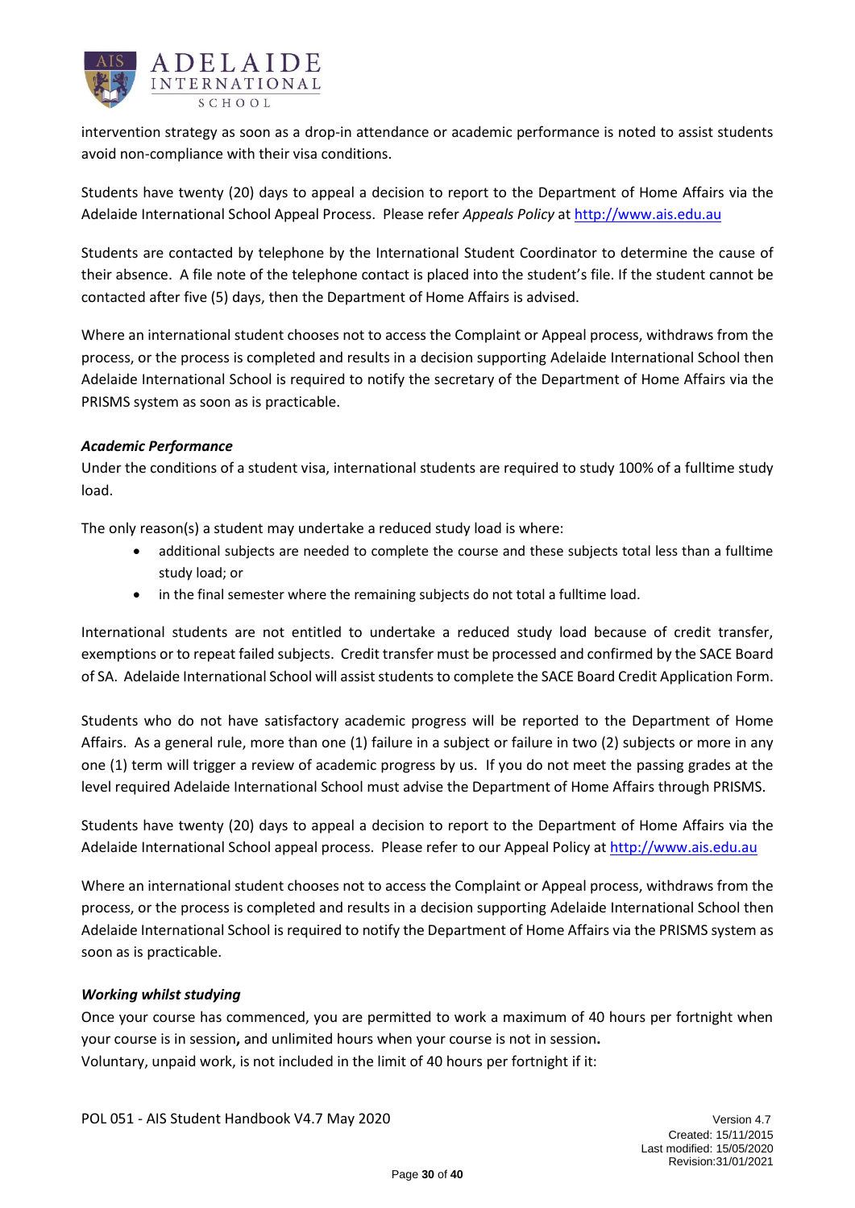intervention strategy as soon as a drop-in attendance or academic performance is noted to assist students avoid non-compliance with their visa conditions.

Students have twenty (20) days to appeal a decision to report to the Department of Home Affairs via the Adelaide International School Appeal Process. Please refer *Appeals Policy* at http://www.ais.edu.au

Students are contacted by telephone by the International Student Coordinator to determine the cause of their absence. A file note of the telephone contact is placed into the student's file. If the student cannot be contacted after five (5) days, then the Department of Home Affairs is advised.

Where an international student chooses not to access the Complaint or Appeal process, withdraws from the process, or the process is completed and results in a decision supporting Adelaide International School then Adelaide International School is required to notify the secretary of the Department of Home Affairs via the PRISMS system as soon as is practicable.

***Academic Performance***

Under the conditions of a student visa, international students are required to study 100% of a fulltime study load.

The only reason(s) a student may undertake a reduced study load is where:

- additional subjects are needed to complete the course and these subjects total less than a fulltime study load; or
- in the final semester where the remaining subjects do not total a fulltime load.

International students are not entitled to undertake a reduced study load because of credit transfer, exemptions or to repeat failed subjects. Credit transfer must be processed and confirmed by the SACE Board of SA. Adelaide International School will assist students to complete the SACE Board Credit Application Form.

Students who do not have satisfactory academic progress will be reported to the Department of Home Affairs. As a general rule, more than one (1) failure in a subject or failure in two (2) subjects or more in any one (1) term will trigger a review of academic progress by us. If you do not meet the passing grades at the level required Adelaide International School must advise the Department of Home Affairs through PRISMS.

Students have twenty (20) days to appeal a decision to report to the Department of Home Affairs via the Adelaide International School appeal process. Please refer to our Appeal Policy at http://www.ais.edu.au

Where an international student chooses not to access the Complaint or Appeal process, withdraws from the process, or the process is completed and results in a decision supporting Adelaide International School then Adelaide International School is required to notify the Department of Home Affairs via the PRISMS system as soon as is practicable.

***Working whilst studying***

Once your course has commenced, you are permitted to work a maximum of 40 hours per fortnight when your course is in session**,** and unlimited hours when your course is not in session**.**
Voluntary, unpaid work, is not included in the limit of 40 hours per fortnight if it: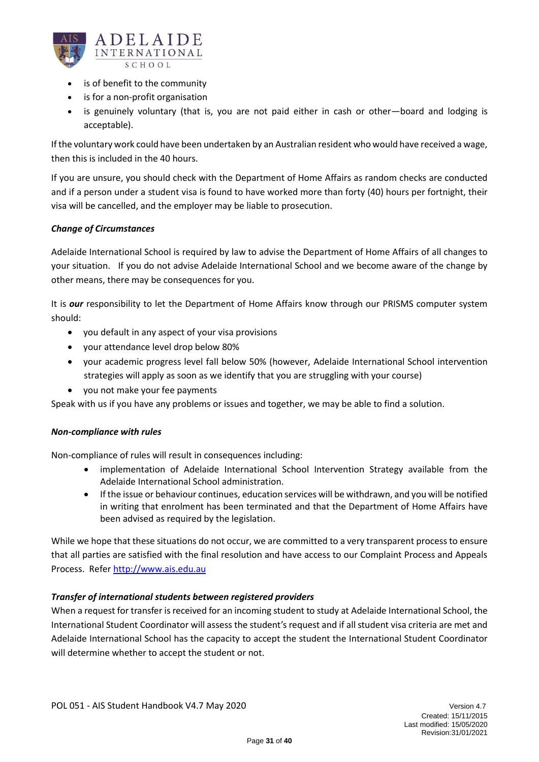- is of benefit to the community
- is for a non-profit organisation
- is genuinely voluntary (that is, you are not paid either in cash or other—board and lodging is acceptable).

If the voluntary work could have been undertaken by an Australian resident who would have received a wage, then this is included in the 40 hours.

If you are unsure, you should check with the Department of Home Affairs as random checks are conducted and if a person under a student visa is found to have worked more than forty (40) hours per fortnight, their visa will be cancelled, and the employer may be liable to prosecution.

***Change of Circumstances***

Adelaide International School is required by law to advise the Department of Home Affairs of all changes to your situation. If you do not advise Adelaide International School and we become aware of the change by other means, there may be consequences for you.

It is ***our*** responsibility to let the Department of Home Affairs know through our PRISMS computer system should:

- you default in any aspect of your visa provisions
- your attendance level drop below 80%
- your academic progress level fall below 50% (however, Adelaide International School intervention strategies will apply as soon as we identify that you are struggling with your course)
- you not make your fee payments

Speak with us if you have any problems or issues and together, we may be able to find a solution.

***Non-compliance with rules***

Non-compliance of rules will result in consequences including:

- implementation of Adelaide International School Intervention Strategy available from the Adelaide International School administration.
- If the issue or behaviour continues, education services will be withdrawn, and you will be notified in writing that enrolment has been terminated and that the Department of Home Affairs have been advised as required by the legislation.

While we hope that these situations do not occur, we are committed to a very transparent process to ensure that all parties are satisfied with the final resolution and have access to our Complaint Process and Appeals Process. Refer http://www.ais.edu.au

***Transfer of international students between registered providers***

When a request for transfer is received for an incoming student to study at Adelaide International School, the International Student Coordinator will assess the student's request and if all student visa criteria are met and Adelaide International School has the capacity to accept the student the International Student Coordinator will determine whether to accept the student or not.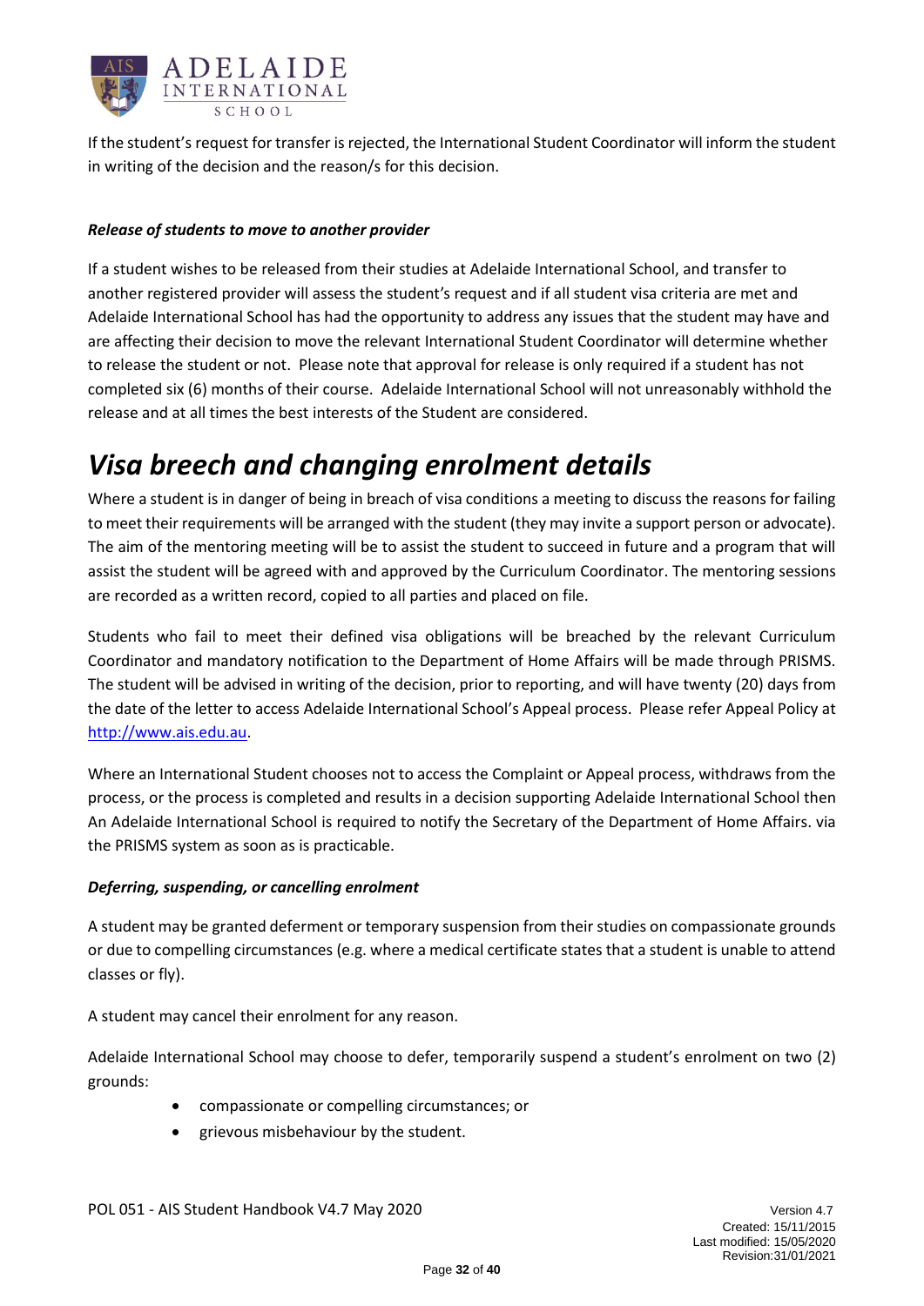If the student's request for transfer is rejected, the International Student Coordinator will inform the student in writing of the decision and the reason/s for this decision.

***Release of students to move to another provider***

If a student wishes to be released from their studies at Adelaide International School, and transfer to another registered provider will assess the student's request and if all student visa criteria are met and Adelaide International School has had the opportunity to address any issues that the student may have and are affecting their decision to move the relevant International Student Coordinator will determine whether to release the student or not. Please note that approval for release is only required if a student has not completed six (6) months of their course. Adelaide International School will not unreasonably withhold the release and at all times the best interests of the Student are considered.

# *Visa breech and changing enrolment details*

Where a student is in danger of being in breach of visa conditions a meeting to discuss the reasons for failing to meet their requirements will be arranged with the student (they may invite a support person or advocate). The aim of the mentoring meeting will be to assist the student to succeed in future and a program that will assist the student will be agreed with and approved by the Curriculum Coordinator. The mentoring sessions are recorded as a written record, copied to all parties and placed on file.

Students who fail to meet their defined visa obligations will be breached by the relevant Curriculum Coordinator and mandatory notification to the Department of Home Affairs will be made through PRISMS. The student will be advised in writing of the decision, prior to reporting, and will have twenty (20) days from the date of the letter to access Adelaide International School's Appeal process. Please refer Appeal Policy at [http://www.ais.edu.au](http://www.ais.edu.au).

Where an International Student chooses not to access the Complaint or Appeal process, withdraws from the process, or the process is completed and results in a decision supporting Adelaide International School then An Adelaide International School is required to notify the Secretary of the Department of Home Affairs. via the PRISMS system as soon as is practicable.

***Deferring, suspending, or cancelling enrolment***

A student may be granted deferment or temporary suspension from their studies on compassionate grounds or due to compelling circumstances (e.g. where a medical certificate states that a student is unable to attend classes or fly).

A student may cancel their enrolment for any reason.

Adelaide International School may choose to defer, temporarily suspend a student's enrolment on two (2) grounds:

- compassionate or compelling circumstances; or
- grievous misbehaviour by the student.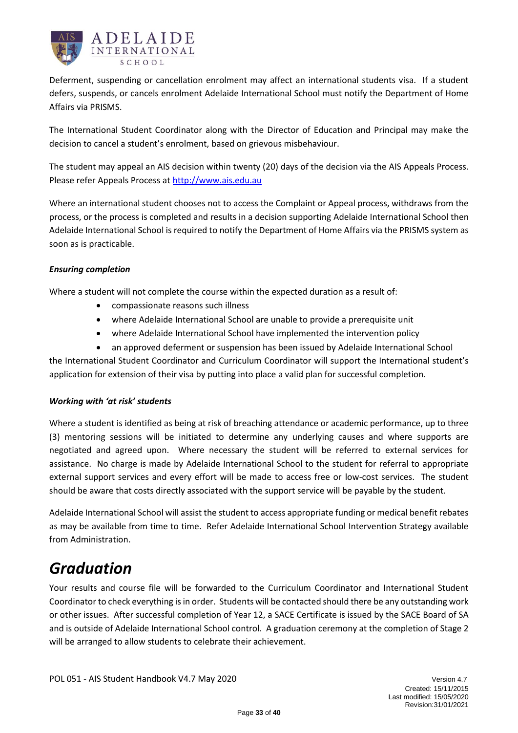Deferment, suspending or cancellation enrolment may affect an international students visa. If a student defers, suspends, or cancels enrolment Adelaide International School must notify the Department of Home Affairs via PRISMS.

The International Student Coordinator along with the Director of Education and Principal may make the decision to cancel a student's enrolment, based on grievous misbehaviour.

The student may appeal an AIS decision within twenty (20) days of the decision via the AIS Appeals Process. Please refer Appeals Process at [http://www.ais.edu.au](http://www.ais.edu.au)

Where an international student chooses not to access the Complaint or Appeal process, withdraws from the process, or the process is completed and results in a decision supporting Adelaide International School then Adelaide International School is required to notify the Department of Home Affairs via the PRISMS system as soon as is practicable.

***Ensuring completion***

Where a student will not complete the course within the expected duration as a result of:

- compassionate reasons such illness
- where Adelaide International School are unable to provide a prerequisite unit
- where Adelaide International School have implemented the intervention policy
- an approved deferment or suspension has been issued by Adelaide International School

the International Student Coordinator and Curriculum Coordinator will support the International student's application for extension of their visa by putting into place a valid plan for successful completion.

***Working with 'at risk' students***

Where a student is identified as being at risk of breaching attendance or academic performance, up to three (3) mentoring sessions will be initiated to determine any underlying causes and where supports are negotiated and agreed upon. Where necessary the student will be referred to external services for assistance. No charge is made by Adelaide International School to the student for referral to appropriate external support services and every effort will be made to access free or low-cost services. The student should be aware that costs directly associated with the support service will be payable by the student.

Adelaide International School will assist the student to access appropriate funding or medical benefit rebates as may be available from time to time. Refer Adelaide International School Intervention Strategy available from Administration.

# *Graduation*

Your results and course file will be forwarded to the Curriculum Coordinator and International Student Coordinator to check everything is in order. Students will be contacted should there be any outstanding work or other issues. After successful completion of Year 12, a SACE Certificate is issued by the SACE Board of SA and is outside of Adelaide International School control. A graduation ceremony at the completion of Stage 2 will be arranged to allow students to celebrate their achievement.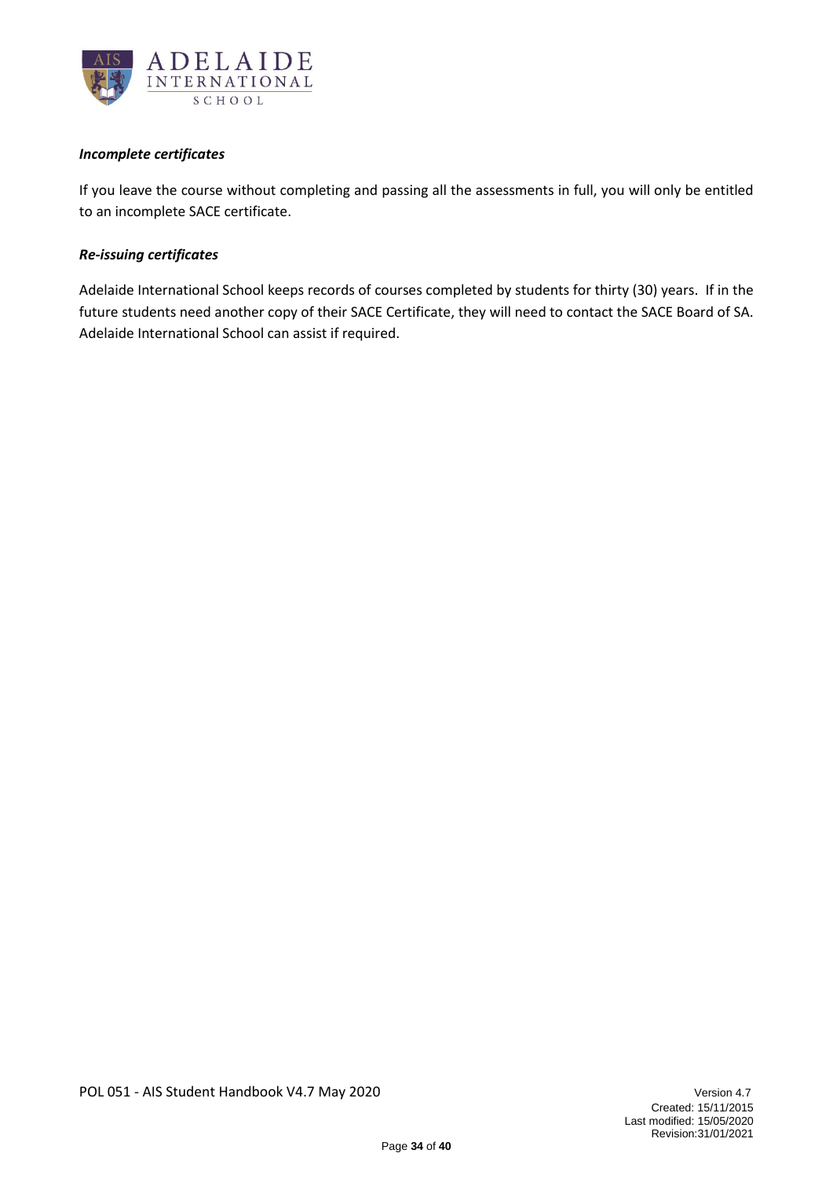***Incomplete certificates***

If you leave the course without completing and passing all the assessments in full, you will only be entitled to an incomplete SACE certificate.

***Re-issuing certificates***

Adelaide International School keeps records of courses completed by students for thirty (30) years. If in the future students need another copy of their SACE Certificate, they will need to contact the SACE Board of SA. Adelaide International School can assist if required.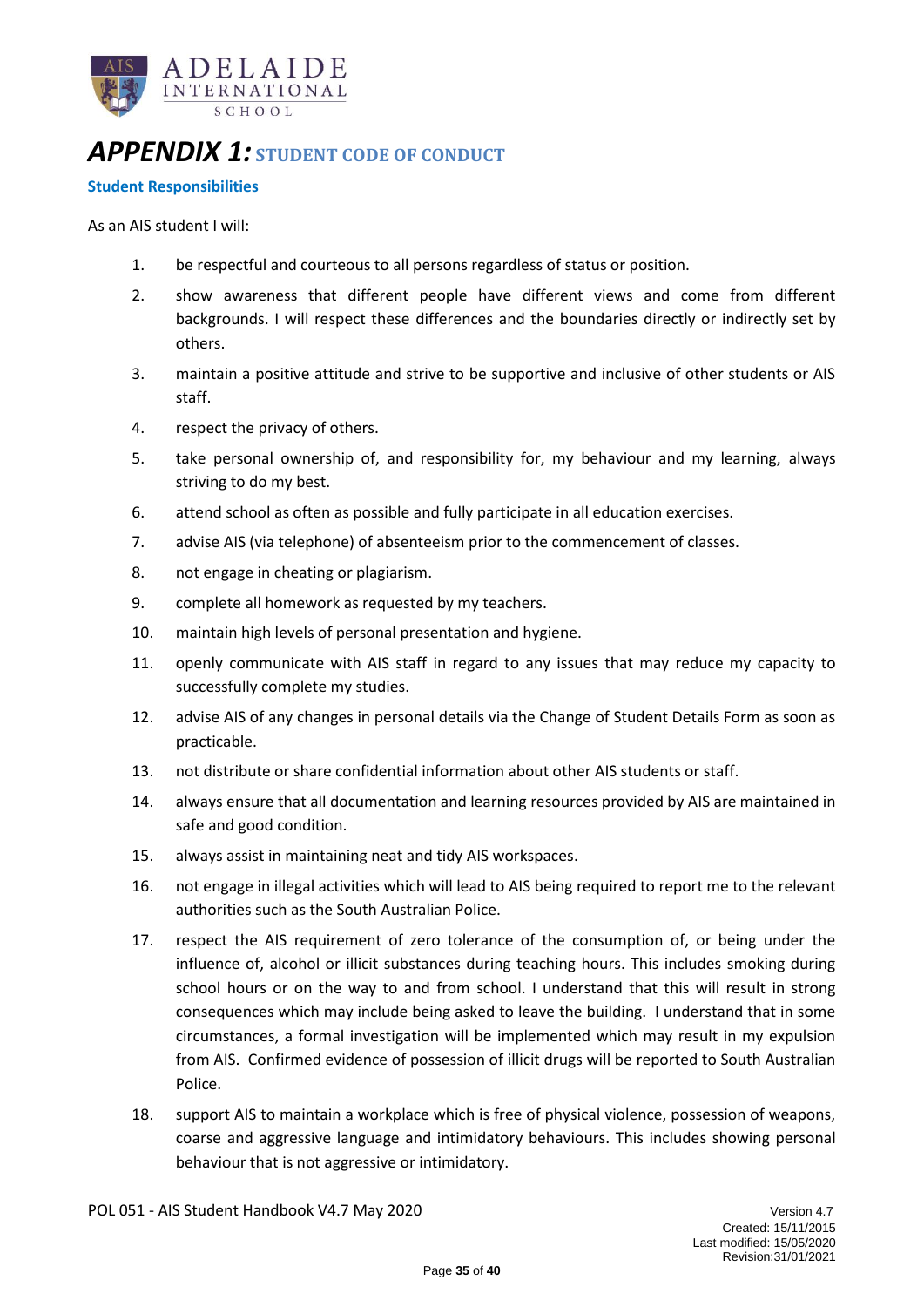# *APPENDIX 1:* STUDENT CODE OF CONDUCT

### Student Responsibilities

As an AIS student I will:

1. be respectful and courteous to all persons regardless of status or position.
2. show awareness that different people have different views and come from different backgrounds. I will respect these differences and the boundaries directly or indirectly set by others.
3. maintain a positive attitude and strive to be supportive and inclusive of other students or AIS staff.
4. respect the privacy of others.
5. take personal ownership of, and responsibility for, my behaviour and my learning, always striving to do my best.
6. attend school as often as possible and fully participate in all education exercises.
7. advise AIS (via telephone) of absenteeism prior to the commencement of classes.
8. not engage in cheating or plagiarism.
9. complete all homework as requested by my teachers.
10. maintain high levels of personal presentation and hygiene.
11. openly communicate with AIS staff in regard to any issues that may reduce my capacity to successfully complete my studies.
12. advise AIS of any changes in personal details via the Change of Student Details Form as soon as practicable.
13. not distribute or share confidential information about other AIS students or staff.
14. always ensure that all documentation and learning resources provided by AIS are maintained in safe and good condition.
15. always assist in maintaining neat and tidy AIS workspaces.
16. not engage in illegal activities which will lead to AIS being required to report me to the relevant authorities such as the South Australian Police.
17. respect the AIS requirement of zero tolerance of the consumption of, or being under the influence of, alcohol or illicit substances during teaching hours. This includes smoking during school hours or on the way to and from school. I understand that this will result in strong consequences which may include being asked to leave the building. I understand that in some circumstances, a formal investigation will be implemented which may result in my expulsion from AIS. Confirmed evidence of possession of illicit drugs will be reported to South Australian Police.
18. support AIS to maintain a workplace which is free of physical violence, possession of weapons, coarse and aggressive language and intimidatory behaviours. This includes showing personal behaviour that is not aggressive or intimidatory.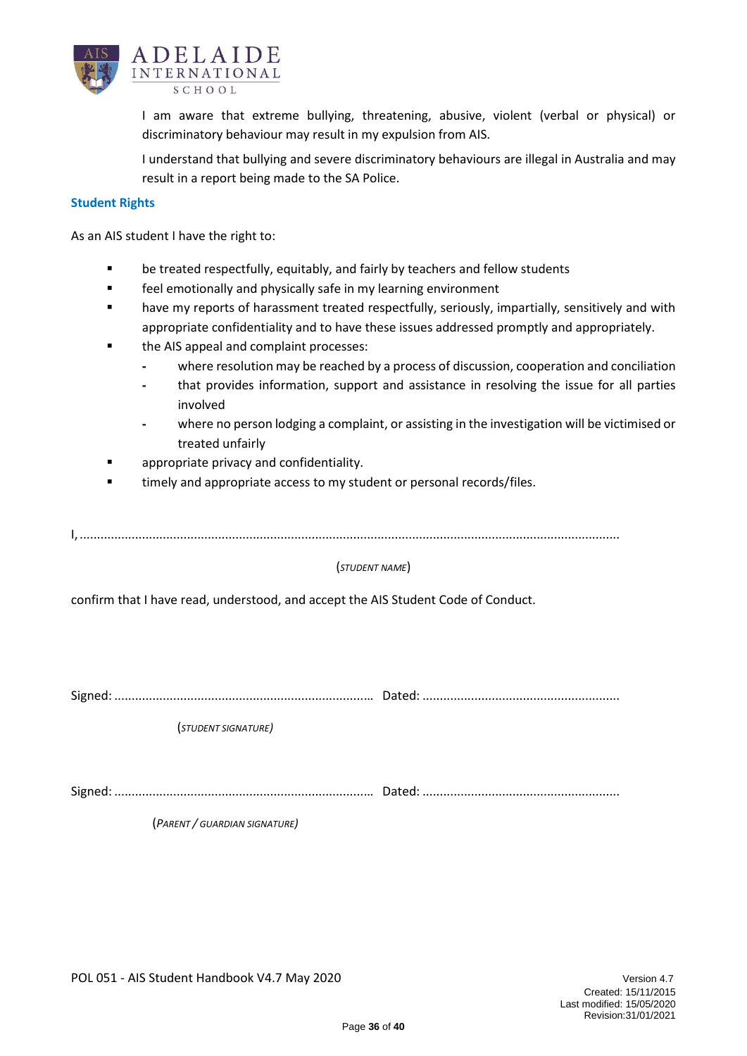I am aware that extreme bullying, threatening, abusive, violent (verbal or physical) or discriminatory behaviour may result in my expulsion from AIS.

I understand that bullying and severe discriminatory behaviours are illegal in Australia and may result in a report being made to the SA Police.

### Student Rights

As an AIS student I have the right to:

- be treated respectfully, equitably, and fairly by teachers and fellow students
- feel emotionally and physically safe in my learning environment
- have my reports of harassment treated respectfully, seriously, impartially, sensitively and with appropriate confidentiality and to have these issues addressed promptly and appropriately.
- the AIS appeal and complaint processes:
  - where resolution may be reached by a process of discussion, cooperation and conciliation
  - that provides information, support and assistance in resolving the issue for all parties involved
  - where no person lodging a complaint, or assisting in the investigation will be victimised or treated unfairly
- appropriate privacy and confidentiality.
- timely and appropriate access to my student or personal records/files.

I, ..........................................................................................................................................

(*STUDENT NAME*)

confirm that I have read, understood, and accept the AIS Student Code of Conduct.

Signed: .......................................................................... Dated: ........................................................

(*STUDENT SIGNATURE*)

Signed: .......................................................................... Dated: ........................................................

(*PARENT / GUARDIAN SIGNATURE*)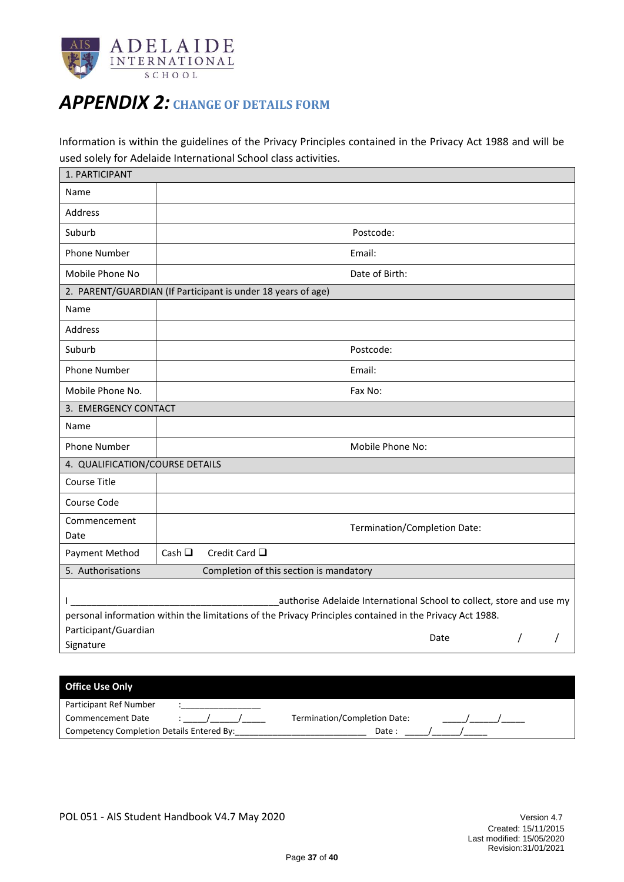# *APPENDIX 2:* CHANGE OF DETAILS FORM

Information is within the guidelines of the Privacy Principles contained in the Privacy Act 1988 and will be used solely for Adelaide International School class activities.

| 1. PARTICIPANT | | |
|---|---|---|
| Name | | |
| Address | | |
| Suburb | | Postcode: |
| Phone Number | | Email: |
| Mobile Phone No | | Date of Birth: |
| 2. PARENT/GUARDIAN (If Participant is under 18 years of age) | | |
| Name | | |
| Address | | |
| Suburb | | Postcode: |
| Phone Number | | Email: |
| Mobile Phone No. | | Fax No: |
| 3. EMERGENCY CONTACT | | |
| Name | | |
| Phone Number | | Mobile Phone No: |
| 4. QUALIFICATION/COURSE DETAILS | | |
| Course Title | | |
| Course Code | | |
| Commencement Date | | Termination/Completion Date: |
| Payment Method | Cash ❑ Credit Card ❑ | |
| 5. Authorisations | Completion of this section is mandatory | |

I __________________________________________authorise Adelaide International School to collect, store and use my personal information within the limitations of the Privacy Principles contained in the Privacy Act 1988.

Participant/Guardian Signature

Date / /

| **Office Use Only** | | | |
|---|---|---|---|
| Participant Ref Number | :________________ | | |
| Commencement Date | : _____/_____/_____ | Termination/Completion Date: | _____/_____/_____ |
| Competency Completion Details Entered By:___________________________ | | Date : | _____/_____/_____ |

POL 051 - AIS Student Handbook V4.7 May 2020

Version 4.7
Created: 15/11/2015
Last modified: 15/05/2020
Revision:31/01/2021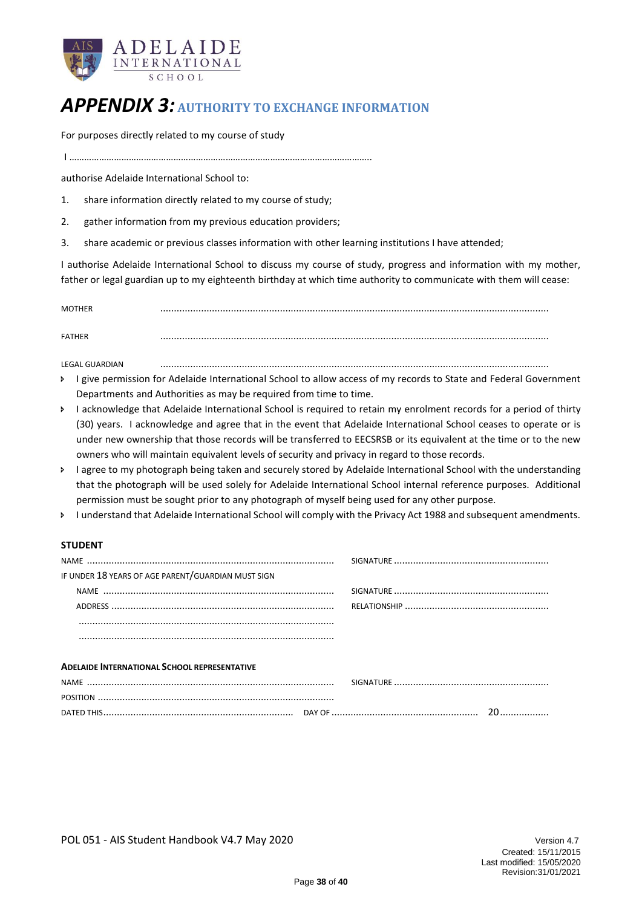# *APPENDIX 3:* AUTHORITY TO EXCHANGE INFORMATION

For purposes directly related to my course of study

I …………………………………………………………………………………………………………..

authorise Adelaide International School to:

1. share information directly related to my course of study;
2. gather information from my previous education providers;
3. share academic or previous classes information with other learning institutions I have attended;

I authorise Adelaide International School to discuss my course of study, progress and information with my mother, father or legal guardian up to my eighteenth birthday at which time authority to communicate with them will cease:

MOTHER ..............................................................................................................................................

FATHER ..............................................................................................................................................

LEGAL GUARDIAN ..............................................................................................................................................

- I give permission for Adelaide International School to allow access of my records to State and Federal Government Departments and Authorities as may be required from time to time.
- I acknowledge that Adelaide International School is required to retain my enrolment records for a period of thirty (30) years. I acknowledge and agree that in the event that Adelaide International School ceases to operate or is under new ownership that those records will be transferred to EECSRSB or its equivalent at the time or to the new owners who will maintain equivalent levels of security and privacy in regard to those records.
- I agree to my photograph being taken and securely stored by Adelaide International School with the understanding that the photograph will be used solely for Adelaide International School internal reference purposes. Additional permission must be sought prior to any photograph of myself being used for any other purpose.
- I understand that Adelaide International School will comply with the Privacy Act 1988 and subsequent amendments.

**STUDENT**

NAME .......................................................................................... SIGNATURE ........................................................

IF UNDER 18 YEARS OF AGE PARENT/GUARDIAN MUST SIGN

NAME ..................................................................................... SIGNATURE ........................................................

ADDRESS ................................................................................. RELATIONSHIP ....................................................

.............................................................................................

.............................................................................................

**ADELAIDE INTERNATIONAL SCHOOL REPRESENTATIVE**

NAME .......................................................................................... SIGNATURE ........................................................

POSITION .......................................................................................

DATED THIS..................................................................... DAY OF ...................................................... 20..................

POL 051 - AIS Student Handbook V4.7 May 2020

Version 4.7
Created: 15/11/2015
Last modified: 15/05/2020
Revision:31/01/2021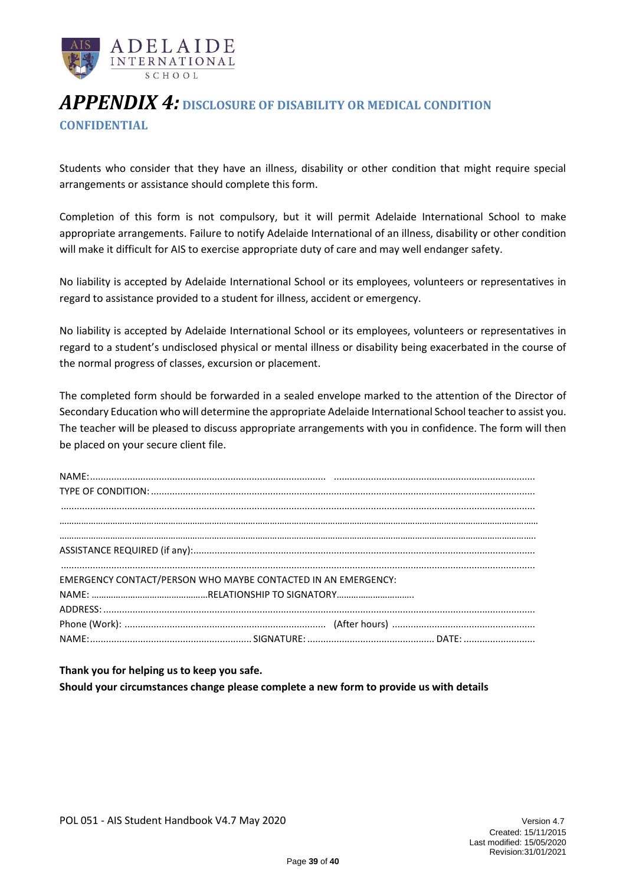# *APPENDIX 4:* DISCLOSURE OF DISABILITY OR MEDICAL CONDITION

## CONFIDENTIAL

Students who consider that they have an illness, disability or other condition that might require special arrangements or assistance should complete this form.

Completion of this form is not compulsory, but it will permit Adelaide International School to make appropriate arrangements. Failure to notify Adelaide International of an illness, disability or other condition will make it difficult for AIS to exercise appropriate duty of care and may well endanger safety.

No liability is accepted by Adelaide International School or its employees, volunteers or representatives in regard to assistance provided to a student for illness, accident or emergency.

No liability is accepted by Adelaide International School or its employees, volunteers or representatives in regard to a student's undisclosed physical or mental illness or disability being exacerbated in the course of the normal progress of classes, excursion or placement.

The completed form should be forwarded in a sealed envelope marked to the attention of the Director of Secondary Education who will determine the appropriate Adelaide International School teacher to assist you. The teacher will be pleased to discuss appropriate arrangements with you in confidence. The form will then be placed on your secure client file.

NAME:.......................................................................................... ............................................................................

TYPE OF CONDITION: ...................................................................................................................................

...................................................................................................................................................................

...................................................................................................................................................................

...................................................................................................................................................................

ASSISTANCE REQUIRED (if any):...................................................................................................................

...................................................................................................................................................................

EMERGENCY CONTACT/PERSON WHO MAYBE CONTACTED IN AN EMERGENCY:

NAME: ……………………………………………RELATIONSHIP TO SIGNATORY………………………….

ADDRESS: ......................................................................................................................................................

Phone (Work): ............................................................................ (After hours) ......................................................

NAME:............................................................. SIGNATURE: ................................................ DATE: ...........................

**Thank you for helping us to keep you safe.**

**Should your circumstances change please complete a new form to provide us with details**

POL 051 - AIS Student Handbook V4.7 May 2020

Version 4.7
Created: 15/11/2015
Last modified: 15/05/2020
Revision:31/01/2021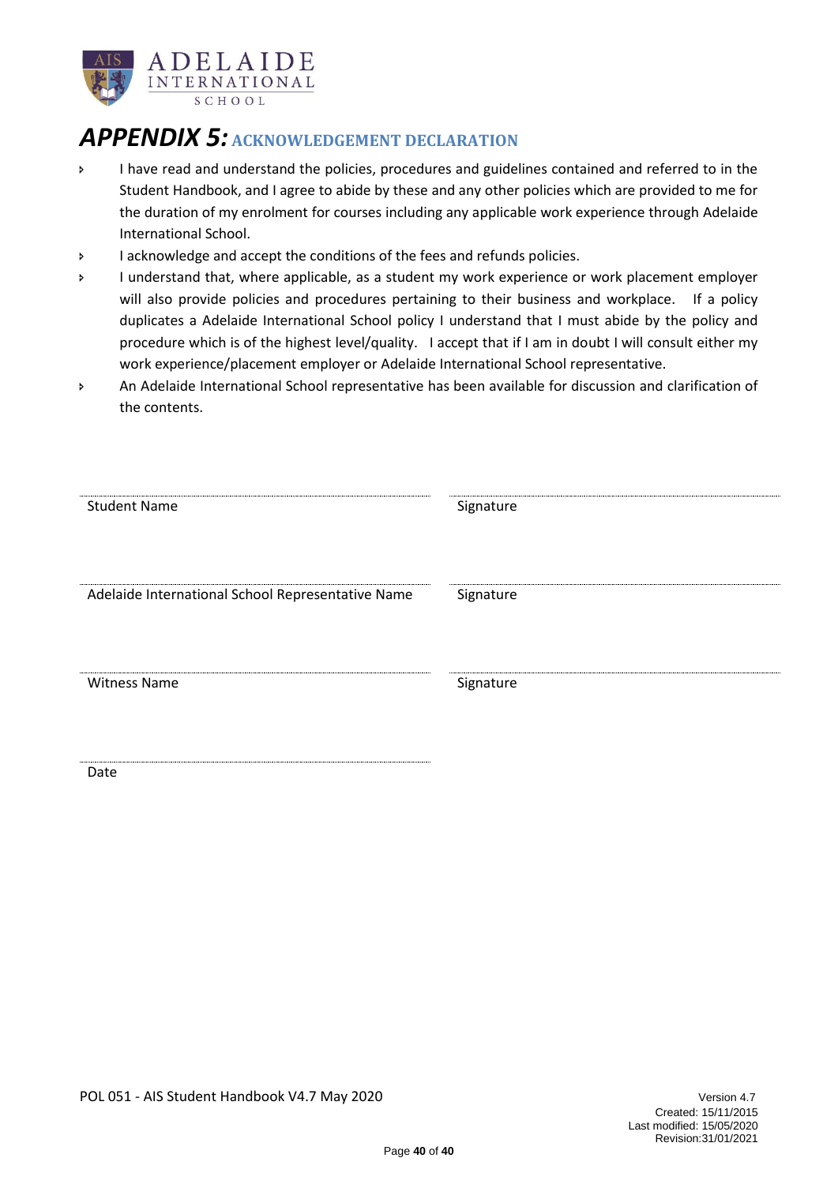# *APPENDIX 5:* ACKNOWLEDGEMENT DECLARATION

- I have read and understand the policies, procedures and guidelines contained and referred to in the Student Handbook, and I agree to abide by these and any other policies which are provided to me for the duration of my enrolment for courses including any applicable work experience through Adelaide International School.
- I acknowledge and accept the conditions of the fees and refunds policies.
- I understand that, where applicable, as a student my work experience or work placement employer will also provide policies and procedures pertaining to their business and workplace. If a policy duplicates a Adelaide International School policy I understand that I must abide by the policy and procedure which is of the highest level/quality. I accept that if I am in doubt I will consult either my work experience/placement employer or Adelaide International School representative.
- An Adelaide International School representative has been available for discussion and clarification of the contents.

| | |
|---|---|
| Student Name | Signature |
| Adelaide International School Representative Name | Signature |
| Witness Name | Signature |
| Date | |